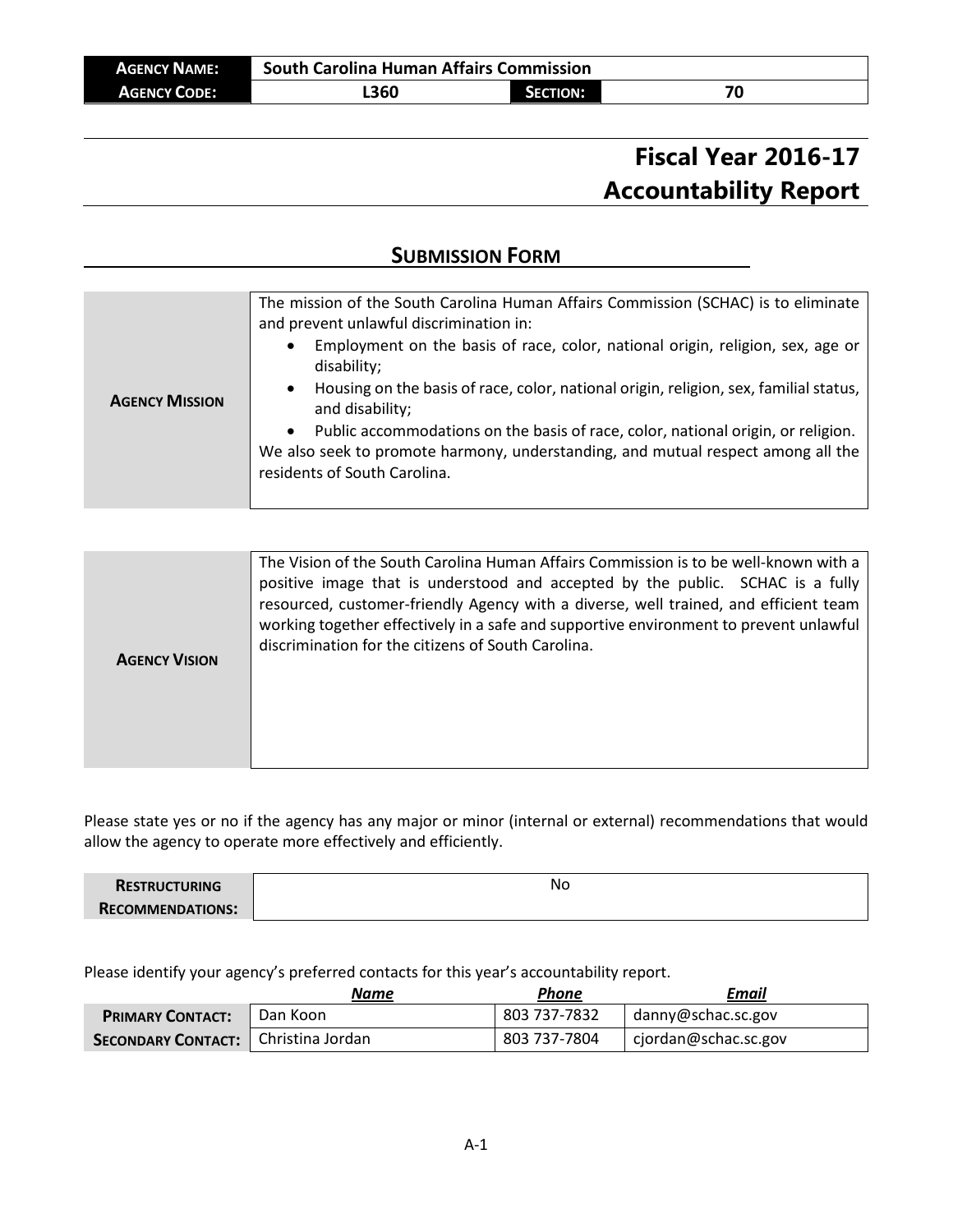| AGENCY NAME: | South Carolina Human Affairs Commission | | |
| --- | --- | --- | --- |
| AGENCY CODE: | L360 | SECTION: | 70 |

# Fiscal Year 2016-17
# Accountability Report

## SUBMISSION FORM

| | |
| --- | --- |
| **AGENCY MISSION** | The mission of the South Carolina Human Affairs Commission (SCHAC) is to eliminate and prevent unlawful discrimination in:<br>• Employment on the basis of race, color, national origin, religion, sex, age or disability;<br>• Housing on the basis of race, color, national origin, religion, sex, familial status, and disability;<br>• Public accommodations on the basis of race, color, national origin, or religion.<br>We also seek to promote harmony, understanding, and mutual respect among all the residents of South Carolina. |

| | |
| --- | --- |
| **AGENCY VISION** | The Vision of the South Carolina Human Affairs Commission is to be well-known with a positive image that is understood and accepted by the public. SCHAC is a fully resourced, customer-friendly Agency with a diverse, well trained, and efficient team working together effectively in a safe and supportive environment to prevent unlawful discrimination for the citizens of South Carolina. |

Please state yes or no if the agency has any major or minor (internal or external) recommendations that would allow the agency to operate more effectively and efficiently.

| | |
| --- | --- |
| **RESTRUCTURING RECOMMENDATIONS:** | No |

Please identify your agency's preferred contacts for this year's accountability report.

| | *Name* | *Phone* | *Email* |
| --- | --- | --- | --- |
| **PRIMARY CONTACT:** | Dan Koon | 803 737-7832 | danny@schac.sc.gov |
| **SECONDARY CONTACT:** | Christina Jordan | 803 737-7804 | cjordan@schac.sc.gov |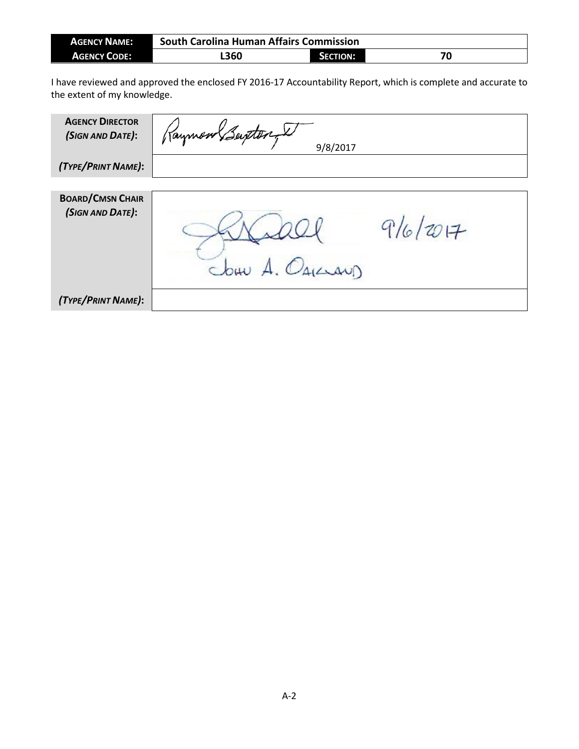| **AGENCY NAME:** | **South Carolina Human Affairs Commission** | | |
|---|---|---|---|
| **AGENCY CODE:** | **L360** | **SECTION:** | **70** |

I have reviewed and approved the enclosed FY 2016-17 Accountability Report, which is complete and accurate to the extent of my knowledge.

| | |
|---|---|
| **AGENCY DIRECTOR** ***(SIGN AND DATE)*:** | Raymond Buxton, II 9/8/2017 |
| ***(TYPE/PRINT NAME)*:** | |

| | |
|---|---|
| **BOARD/CMSN CHAIR** ***(SIGN AND DATE)*:** | John A. Oakland 9/6/2017 |
| ***(TYPE/PRINT NAME)*:** | |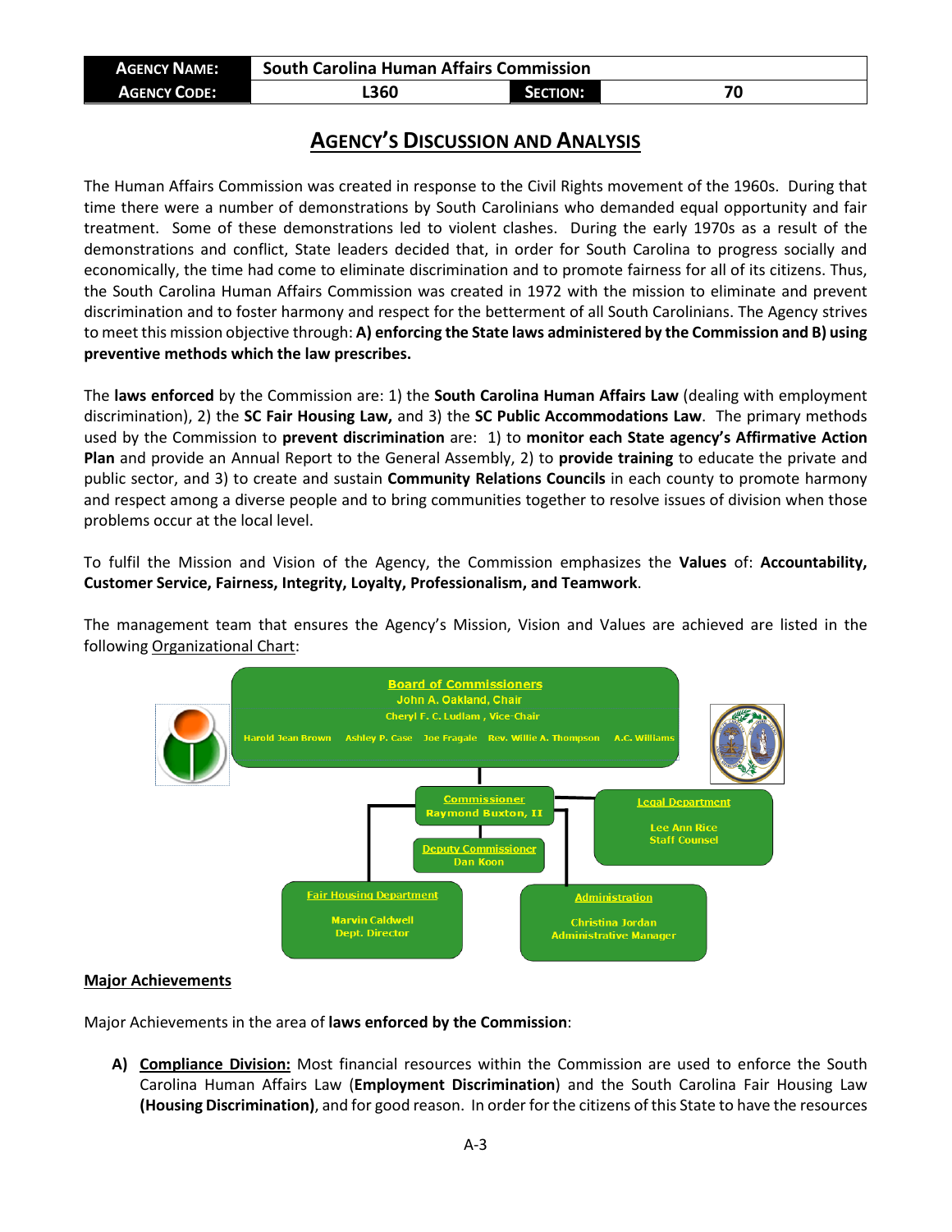| AGENCY NAME: | South Carolina Human Affairs Commission | | |
|---|---|---|---|
| AGENCY CODE: | L360 | SECTION: | 70 |

# AGENCY'S DISCUSSION AND ANALYSIS

The Human Affairs Commission was created in response to the Civil Rights movement of the 1960s. During that time there were a number of demonstrations by South Carolinians who demanded equal opportunity and fair treatment. Some of these demonstrations led to violent clashes. During the early 1970s as a result of the demonstrations and conflict, State leaders decided that, in order for South Carolina to progress socially and economically, the time had come to eliminate discrimination and to promote fairness for all of its citizens. Thus, the South Carolina Human Affairs Commission was created in 1972 with the mission to eliminate and prevent discrimination and to foster harmony and respect for the betterment of all South Carolinians. The Agency strives to meet this mission objective through: **A) enforcing the State laws administered by the Commission and B) using preventive methods which the law prescribes.**

The **laws enforced** by the Commission are: 1) the **South Carolina Human Affairs Law** (dealing with employment discrimination), 2) the **SC Fair Housing Law,** and 3) the **SC Public Accommodations Law**. The primary methods used by the Commission to **prevent discrimination** are: 1) to **monitor each State agency's Affirmative Action Plan** and provide an Annual Report to the General Assembly, 2) to **provide training** to educate the private and public sector, and 3) to create and sustain **Community Relations Councils** in each county to promote harmony and respect among a diverse people and to bring communities together to resolve issues of division when those problems occur at the local level.

To fulfil the Mission and Vision of the Agency, the Commission emphasizes the **Values** of: **Accountability, Customer Service, Fairness, Integrity, Loyalty, Professionalism, and Teamwork**.

The management team that ensures the Agency's Mission, Vision and Values are achieved are listed in the following Organizational Chart:

**Board of Commissioners**
John A. Oakland, Chair
Cheryl F. C. Ludlam , Vice-Chair
Harold Jean Brown · Ashley P. Case · Joe Fragale · Rev. Willie A. Thompson · A.C. Williams

**Commissioner**
Raymond Buxton, II

**Deputy Commissioner**
Dan Koon

**Legal Department**
Lee Ann Rice
Staff Counsel

**Fair Housing Department**
Marvin Caldwell
Dept. Director

**Administration**
Christina Jordan
Administrative Manager

## Major Achievements

Major Achievements in the area of **laws enforced by the Commission**:

**A) Compliance Division:** Most financial resources within the Commission are used to enforce the South Carolina Human Affairs Law (**Employment Discrimination**) and the South Carolina Fair Housing Law **(Housing Discrimination)**, and for good reason. In order for the citizens of this State to have the resources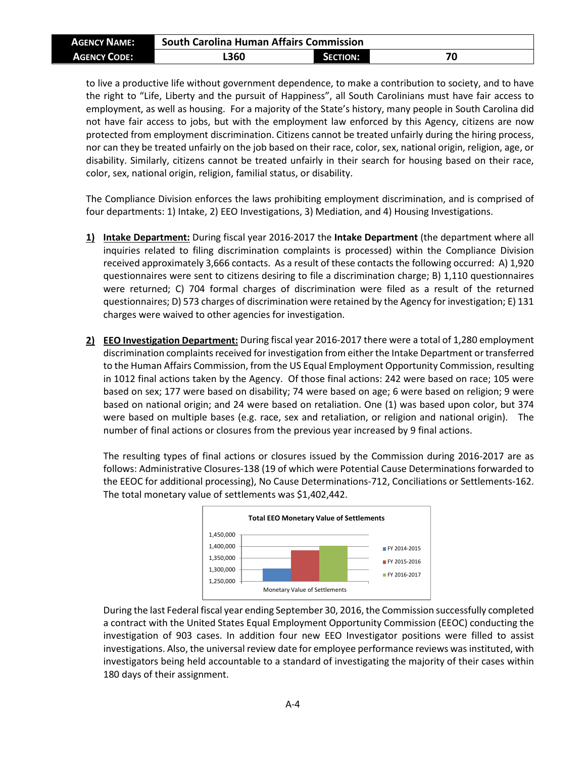to live a productive life without government dependence, to make a contribution to society, and to have the right to "Life, Liberty and the pursuit of Happiness", all South Carolinians must have fair access to employment, as well as housing. For a majority of the State's history, many people in South Carolina did not have fair access to jobs, but with the employment law enforced by this Agency, citizens are now protected from employment discrimination. Citizens cannot be treated unfairly during the hiring process, nor can they be treated unfairly on the job based on their race, color, sex, national origin, religion, age, or disability. Similarly, citizens cannot be treated unfairly in their search for housing based on their race, color, sex, national origin, religion, familial status, or disability.

The Compliance Division enforces the laws prohibiting employment discrimination, and is comprised of four departments: 1) Intake, 2) EEO Investigations, 3) Mediation, and 4) Housing Investigations.

1) **Intake Department:** During fiscal year 2016-2017 the **Intake Department** (the department where all inquiries related to filing discrimination complaints is processed) within the Compliance Division received approximately 3,666 contacts. As a result of these contacts the following occurred: A) 1,920 questionnaires were sent to citizens desiring to file a discrimination charge; B) 1,110 questionnaires were returned; C) 704 formal charges of discrimination were filed as a result of the returned questionnaires; D) 573 charges of discrimination were retained by the Agency for investigation; E) 131 charges were waived to other agencies for investigation.

2) **EEO Investigation Department:** During fiscal year 2016-2017 there were a total of 1,280 employment discrimination complaints received for investigation from either the Intake Department or transferred to the Human Affairs Commission, from the US Equal Employment Opportunity Commission, resulting in 1012 final actions taken by the Agency. Of those final actions: 242 were based on race; 105 were based on sex; 177 were based on disability; 74 were based on age; 6 were based on religion; 9 were based on national origin; and 24 were based on retaliation. One (1) was based upon color, but 374 were based on multiple bases (e.g. race, sex and retaliation, or religion and national origin). The number of final actions or closures from the previous year increased by 9 final actions.

   The resulting types of final actions or closures issued by the Commission during 2016-2017 are as follows: Administrative Closures-138 (19 of which were Potential Cause Determinations forwarded to the EEOC for additional processing), No Cause Determinations-712, Conciliations or Settlements-162. The total monetary value of settlements was $1,402,442.

   **Total EEO Monetary Value of Settlements**

   | Monetary Value of Settlements | |
   |---|---|
   | FY 2014-2015 | ~1,300,000 |
   | FY 2015-2016 | ~1,385,000 |
   | FY 2016-2017 | ~1,402,442 |

   During the last Federal fiscal year ending September 30, 2016, the Commission successfully completed a contract with the United States Equal Employment Opportunity Commission (EEOC) conducting the investigation of 903 cases. In addition four new EEO Investigator positions were filled to assist investigations. Also, the universal review date for employee performance reviews was instituted, with investigators being held accountable to a standard of investigating the majority of their cases within 180 days of their assignment.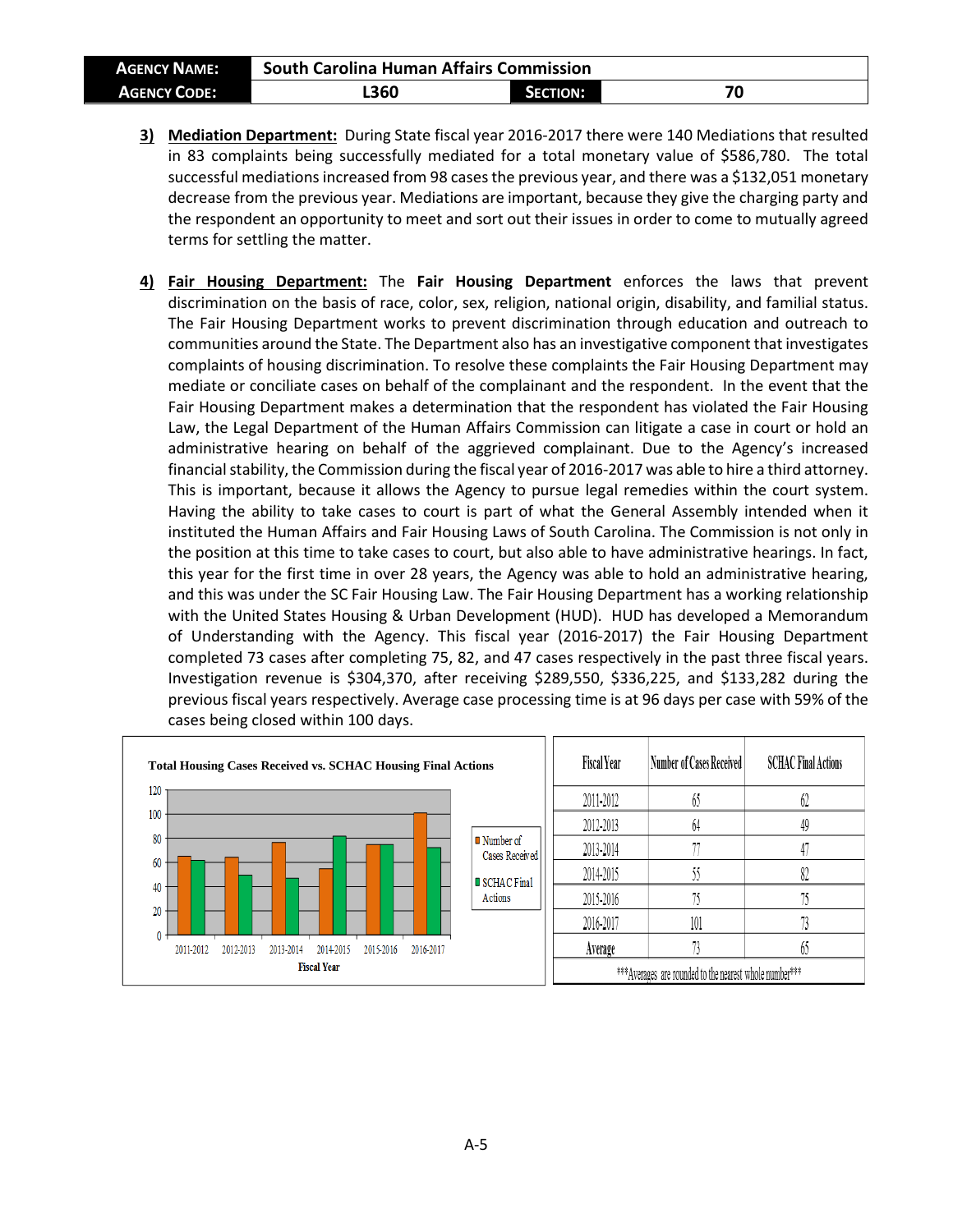| AGENCY NAME: | South Carolina Human Affairs Commission | | |
|---|---|---|---|
| AGENCY CODE: | L360 | SECTION: | 70 |

3) **Mediation Department:** During State fiscal year 2016-2017 there were 140 Mediations that resulted in 83 complaints being successfully mediated for a total monetary value of $586,780. The total successful mediations increased from 98 cases the previous year, and there was a $132,051 monetary decrease from the previous year. Mediations are important, because they give the charging party and the respondent an opportunity to meet and sort out their issues in order to come to mutually agreed terms for settling the matter.

4) **Fair Housing Department:** The **Fair Housing Department** enforces the laws that prevent discrimination on the basis of race, color, sex, religion, national origin, disability, and familial status. The Fair Housing Department works to prevent discrimination through education and outreach to communities around the State. The Department also has an investigative component that investigates complaints of housing discrimination. To resolve these complaints the Fair Housing Department may mediate or conciliate cases on behalf of the complainant and the respondent. In the event that the Fair Housing Department makes a determination that the respondent has violated the Fair Housing Law, the Legal Department of the Human Affairs Commission can litigate a case in court or hold an administrative hearing on behalf of the aggrieved complainant. Due to the Agency's increased financial stability, the Commission during the fiscal year of 2016-2017 was able to hire a third attorney. This is important, because it allows the Agency to pursue legal remedies within the court system. Having the ability to take cases to court is part of what the General Assembly intended when it instituted the Human Affairs and Fair Housing Laws of South Carolina. The Commission is not only in the position at this time to take cases to court, but also able to have administrative hearings. In fact, this year for the first time in over 28 years, the Agency was able to hold an administrative hearing, and this was under the SC Fair Housing Law. The Fair Housing Department has a working relationship with the United States Housing & Urban Development (HUD). HUD has developed a Memorandum of Understanding with the Agency. This fiscal year (2016-2017) the Fair Housing Department completed 73 cases after completing 75, 82, and 47 cases respectively in the past three fiscal years. Investigation revenue is $304,370, after receiving $289,550, $336,225, and $133,282 during the previous fiscal years respectively. Average case processing time is at 96 days per case with 59% of the cases being closed within 100 days.

**Total Housing Cases Received vs. SCHAC Housing Final Actions**

| Fiscal Year | Number of Cases Received | SCHAC Final Actions |
|---|---|---|
| 2011-2012 | 65 | 62 |
| 2012-2013 | 64 | 49 |
| 2013-2014 | 77 | 47 |
| 2014-2015 | 55 | 82 |
| 2015-2016 | 75 | 75 |
| 2016-2017 | 101 | 73 |
| Average | 73 | 65 |

***Averages are rounded to the nearest whole number***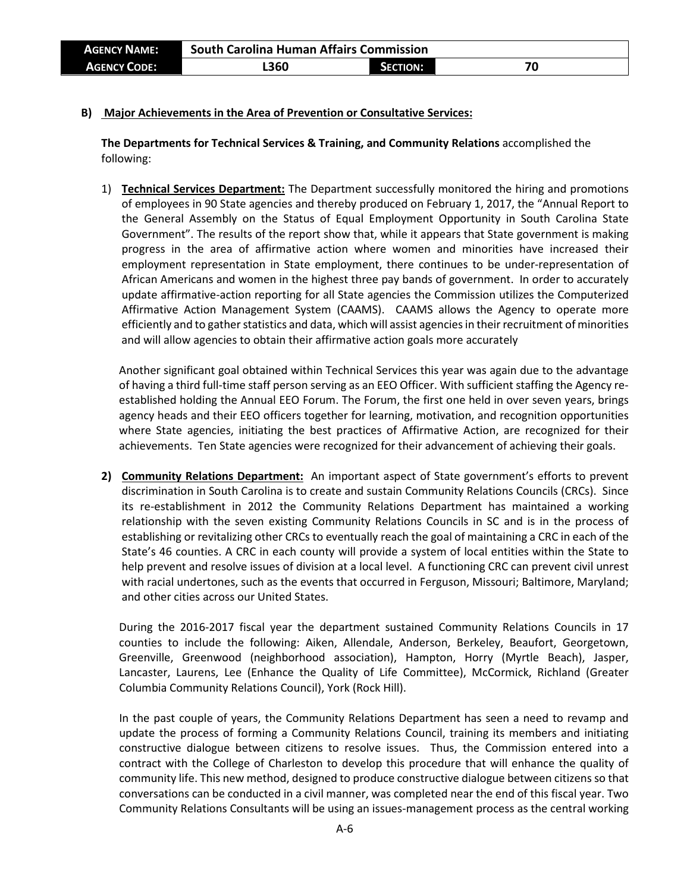**B) Major Achievements in the Area of Prevention or Consultative Services:**

**The Departments for Technical Services & Training, and Community Relations** accomplished the following:

1) **Technical Services Department:** The Department successfully monitored the hiring and promotions of employees in 90 State agencies and thereby produced on February 1, 2017, the "Annual Report to the General Assembly on the Status of Equal Employment Opportunity in South Carolina State Government". The results of the report show that, while it appears that State government is making progress in the area of affirmative action where women and minorities have increased their employment representation in State employment, there continues to be under-representation of African Americans and women in the highest three pay bands of government. In order to accurately update affirmative-action reporting for all State agencies the Commission utilizes the Computerized Affirmative Action Management System (CAAMS). CAAMS allows the Agency to operate more efficiently and to gather statistics and data, which will assist agencies in their recruitment of minorities and will allow agencies to obtain their affirmative action goals more accurately

   Another significant goal obtained within Technical Services this year was again due to the advantage of having a third full-time staff person serving as an EEO Officer. With sufficient staffing the Agency re-established holding the Annual EEO Forum. The Forum, the first one held in over seven years, brings agency heads and their EEO officers together for learning, motivation, and recognition opportunities where State agencies, initiating the best practices of Affirmative Action, are recognized for their achievements. Ten State agencies were recognized for their advancement of achieving their goals.

2) **Community Relations Department:** An important aspect of State government's efforts to prevent discrimination in South Carolina is to create and sustain Community Relations Councils (CRCs). Since its re-establishment in 2012 the Community Relations Department has maintained a working relationship with the seven existing Community Relations Councils in SC and is in the process of establishing or revitalizing other CRCs to eventually reach the goal of maintaining a CRC in each of the State's 46 counties. A CRC in each county will provide a system of local entities within the State to help prevent and resolve issues of division at a local level. A functioning CRC can prevent civil unrest with racial undertones, such as the events that occurred in Ferguson, Missouri; Baltimore, Maryland; and other cities across our United States.

   During the 2016-2017 fiscal year the department sustained Community Relations Councils in 17 counties to include the following: Aiken, Allendale, Anderson, Berkeley, Beaufort, Georgetown, Greenville, Greenwood (neighborhood association), Hampton, Horry (Myrtle Beach), Jasper, Lancaster, Laurens, Lee (Enhance the Quality of Life Committee), McCormick, Richland (Greater Columbia Community Relations Council), York (Rock Hill).

   In the past couple of years, the Community Relations Department has seen a need to revamp and update the process of forming a Community Relations Council, training its members and initiating constructive dialogue between citizens to resolve issues. Thus, the Commission entered into a contract with the College of Charleston to develop this procedure that will enhance the quality of community life. This new method, designed to produce constructive dialogue between citizens so that conversations can be conducted in a civil manner, was completed near the end of this fiscal year. Two Community Relations Consultants will be using an issues-management process as the central working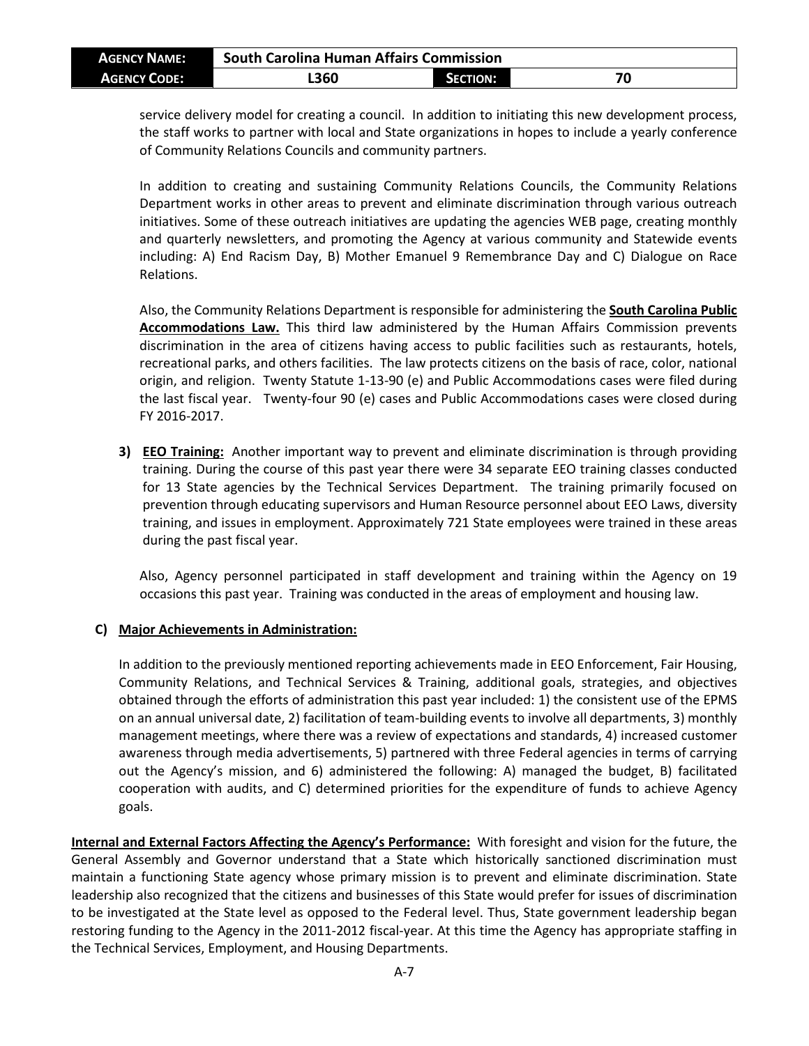service delivery model for creating a council. In addition to initiating this new development process, the staff works to partner with local and State organizations in hopes to include a yearly conference of Community Relations Councils and community partners.

In addition to creating and sustaining Community Relations Councils, the Community Relations Department works in other areas to prevent and eliminate discrimination through various outreach initiatives. Some of these outreach initiatives are updating the agencies WEB page, creating monthly and quarterly newsletters, and promoting the Agency at various community and Statewide events including: A) End Racism Day, B) Mother Emanuel 9 Remembrance Day and C) Dialogue on Race Relations.

Also, the Community Relations Department is responsible for administering the **South Carolina Public Accommodations Law.** This third law administered by the Human Affairs Commission prevents discrimination in the area of citizens having access to public facilities such as restaurants, hotels, recreational parks, and others facilities. The law protects citizens on the basis of race, color, national origin, and religion. Twenty Statute 1-13-90 (e) and Public Accommodations cases were filed during the last fiscal year. Twenty-four 90 (e) cases and Public Accommodations cases were closed during FY 2016-2017.

3) **EEO Training:** Another important way to prevent and eliminate discrimination is through providing training. During the course of this past year there were 34 separate EEO training classes conducted for 13 State agencies by the Technical Services Department. The training primarily focused on prevention through educating supervisors and Human Resource personnel about EEO Laws, diversity training, and issues in employment. Approximately 721 State employees were trained in these areas during the past fiscal year.

Also, Agency personnel participated in staff development and training within the Agency on 19 occasions this past year. Training was conducted in the areas of employment and housing law.

**C) Major Achievements in Administration:**

In addition to the previously mentioned reporting achievements made in EEO Enforcement, Fair Housing, Community Relations, and Technical Services & Training, additional goals, strategies, and objectives obtained through the efforts of administration this past year included: 1) the consistent use of the EPMS on an annual universal date, 2) facilitation of team-building events to involve all departments, 3) monthly management meetings, where there was a review of expectations and standards, 4) increased customer awareness through media advertisements, 5) partnered with three Federal agencies in terms of carrying out the Agency's mission, and 6) administered the following: A) managed the budget, B) facilitated cooperation with audits, and C) determined priorities for the expenditure of funds to achieve Agency goals.

**Internal and External Factors Affecting the Agency's Performance:** With foresight and vision for the future, the General Assembly and Governor understand that a State which historically sanctioned discrimination must maintain a functioning State agency whose primary mission is to prevent and eliminate discrimination. State leadership also recognized that the citizens and businesses of this State would prefer for issues of discrimination to be investigated at the State level as opposed to the Federal level. Thus, State government leadership began restoring funding to the Agency in the 2011-2012 fiscal-year. At this time the Agency has appropriate staffing in the Technical Services, Employment, and Housing Departments.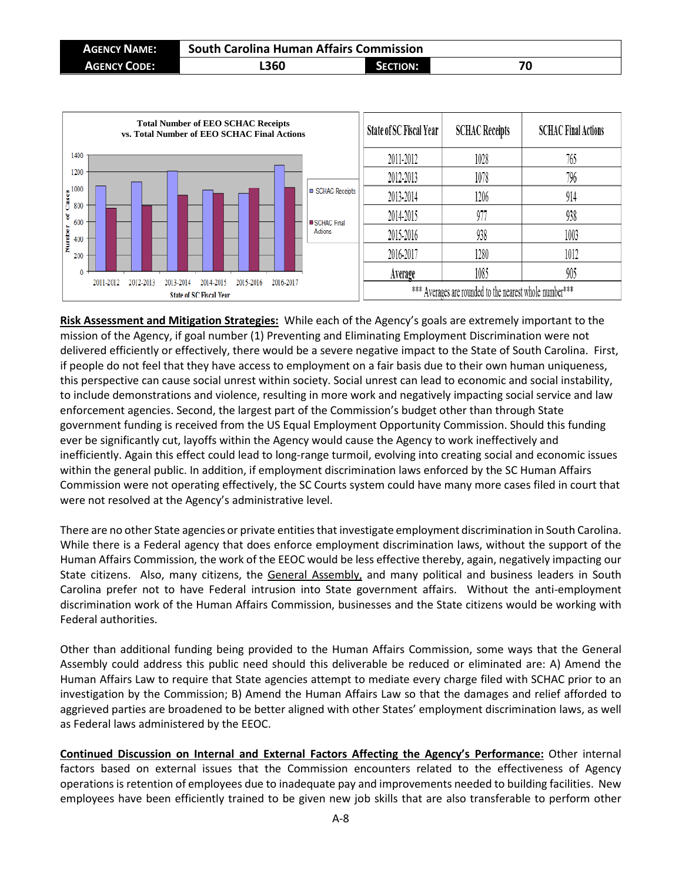| AGENCY NAME: | South Carolina Human Affairs Commission | | |
|---|---|---|---|
| AGENCY CODE: | L360 | SECTION: | 70 |

**Total Number of EEO SCHAC Receipts vs. Total Number of EEO SCHAC Final Actions**

| State of SC Fiscal Year | SCHAC Receipts | SCHAC Final Actions |
|---|---|---|
| 2011-2012 | 1028 | 765 |
| 2012-2013 | 1078 | 796 |
| 2013-2014 | 1206 | 914 |
| 2014-2015 | 977 | 938 |
| 2015-2016 | 938 | 1003 |
| 2016-2017 | 1280 | 1012 |
| Average | 1085 | 905 |

*** Averages are rounded to the nearest whole number***

**Risk Assessment and Mitigation Strategies:** While each of the Agency's goals are extremely important to the mission of the Agency, if goal number (1) Preventing and Eliminating Employment Discrimination were not delivered efficiently or effectively, there would be a severe negative impact to the State of South Carolina. First, if people do not feel that they have access to employment on a fair basis due to their own human uniqueness, this perspective can cause social unrest within society. Social unrest can lead to economic and social instability, to include demonstrations and violence, resulting in more work and negatively impacting social service and law enforcement agencies. Second, the largest part of the Commission's budget other than through State government funding is received from the US Equal Employment Opportunity Commission. Should this funding ever be significantly cut, layoffs within the Agency would cause the Agency to work ineffectively and inefficiently. Again this effect could lead to long-range turmoil, evolving into creating social and economic issues within the general public. In addition, if employment discrimination laws enforced by the SC Human Affairs Commission were not operating effectively, the SC Courts system could have many more cases filed in court that were not resolved at the Agency's administrative level.

There are no other State agencies or private entities that investigate employment discrimination in South Carolina. While there is a Federal agency that does enforce employment discrimination laws, without the support of the Human Affairs Commission, the work of the EEOC would be less effective thereby, again, negatively impacting our State citizens. Also, many citizens, the General Assembly, and many political and business leaders in South Carolina prefer not to have Federal intrusion into State government affairs. Without the anti-employment discrimination work of the Human Affairs Commission, businesses and the State citizens would be working with Federal authorities.

Other than additional funding being provided to the Human Affairs Commission, some ways that the General Assembly could address this public need should this deliverable be reduced or eliminated are: A) Amend the Human Affairs Law to require that State agencies attempt to mediate every charge filed with SCHAC prior to an investigation by the Commission; B) Amend the Human Affairs Law so that the damages and relief afforded to aggrieved parties are broadened to be better aligned with other States' employment discrimination laws, as well as Federal laws administered by the EEOC.

**Continued Discussion on Internal and External Factors Affecting the Agency's Performance:** Other internal factors based on external issues that the Commission encounters related to the effectiveness of Agency operations is retention of employees due to inadequate pay and improvements needed to building facilities. New employees have been efficiently trained to be given new job skills that are also transferable to perform other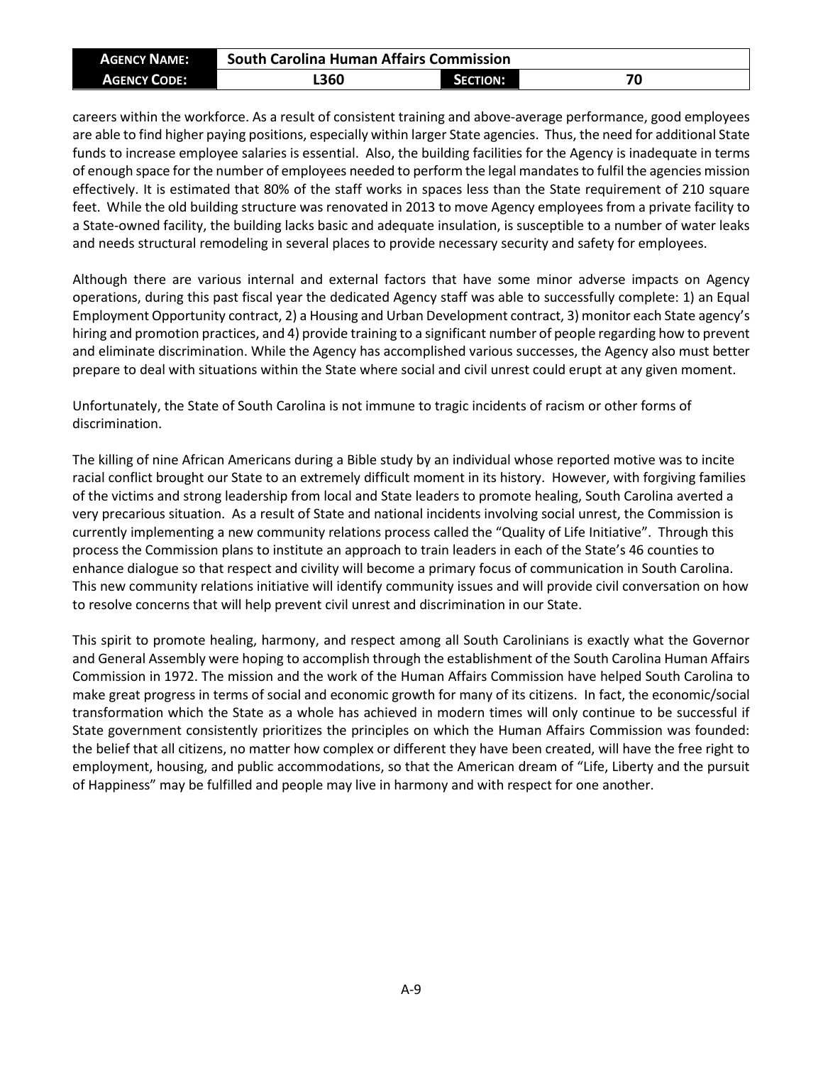careers within the workforce. As a result of consistent training and above-average performance, good employees are able to find higher paying positions, especially within larger State agencies. Thus, the need for additional State funds to increase employee salaries is essential. Also, the building facilities for the Agency is inadequate in terms of enough space for the number of employees needed to perform the legal mandates to fulfil the agencies mission effectively. It is estimated that 80% of the staff works in spaces less than the State requirement of 210 square feet. While the old building structure was renovated in 2013 to move Agency employees from a private facility to a State-owned facility, the building lacks basic and adequate insulation, is susceptible to a number of water leaks and needs structural remodeling in several places to provide necessary security and safety for employees.

Although there are various internal and external factors that have some minor adverse impacts on Agency operations, during this past fiscal year the dedicated Agency staff was able to successfully complete: 1) an Equal Employment Opportunity contract, 2) a Housing and Urban Development contract, 3) monitor each State agency's hiring and promotion practices, and 4) provide training to a significant number of people regarding how to prevent and eliminate discrimination. While the Agency has accomplished various successes, the Agency also must better prepare to deal with situations within the State where social and civil unrest could erupt at any given moment.

Unfortunately, the State of South Carolina is not immune to tragic incidents of racism or other forms of discrimination.

The killing of nine African Americans during a Bible study by an individual whose reported motive was to incite racial conflict brought our State to an extremely difficult moment in its history. However, with forgiving families of the victims and strong leadership from local and State leaders to promote healing, South Carolina averted a very precarious situation. As a result of State and national incidents involving social unrest, the Commission is currently implementing a new community relations process called the "Quality of Life Initiative". Through this process the Commission plans to institute an approach to train leaders in each of the State's 46 counties to enhance dialogue so that respect and civility will become a primary focus of communication in South Carolina. This new community relations initiative will identify community issues and will provide civil conversation on how to resolve concerns that will help prevent civil unrest and discrimination in our State.

This spirit to promote healing, harmony, and respect among all South Carolinians is exactly what the Governor and General Assembly were hoping to accomplish through the establishment of the South Carolina Human Affairs Commission in 1972. The mission and the work of the Human Affairs Commission have helped South Carolina to make great progress in terms of social and economic growth for many of its citizens. In fact, the economic/social transformation which the State as a whole has achieved in modern times will only continue to be successful if State government consistently prioritizes the principles on which the Human Affairs Commission was founded: the belief that all citizens, no matter how complex or different they have been created, will have the free right to employment, housing, and public accommodations, so that the American dream of "Life, Liberty and the pursuit of Happiness" may be fulfilled and people may live in harmony and with respect for one another.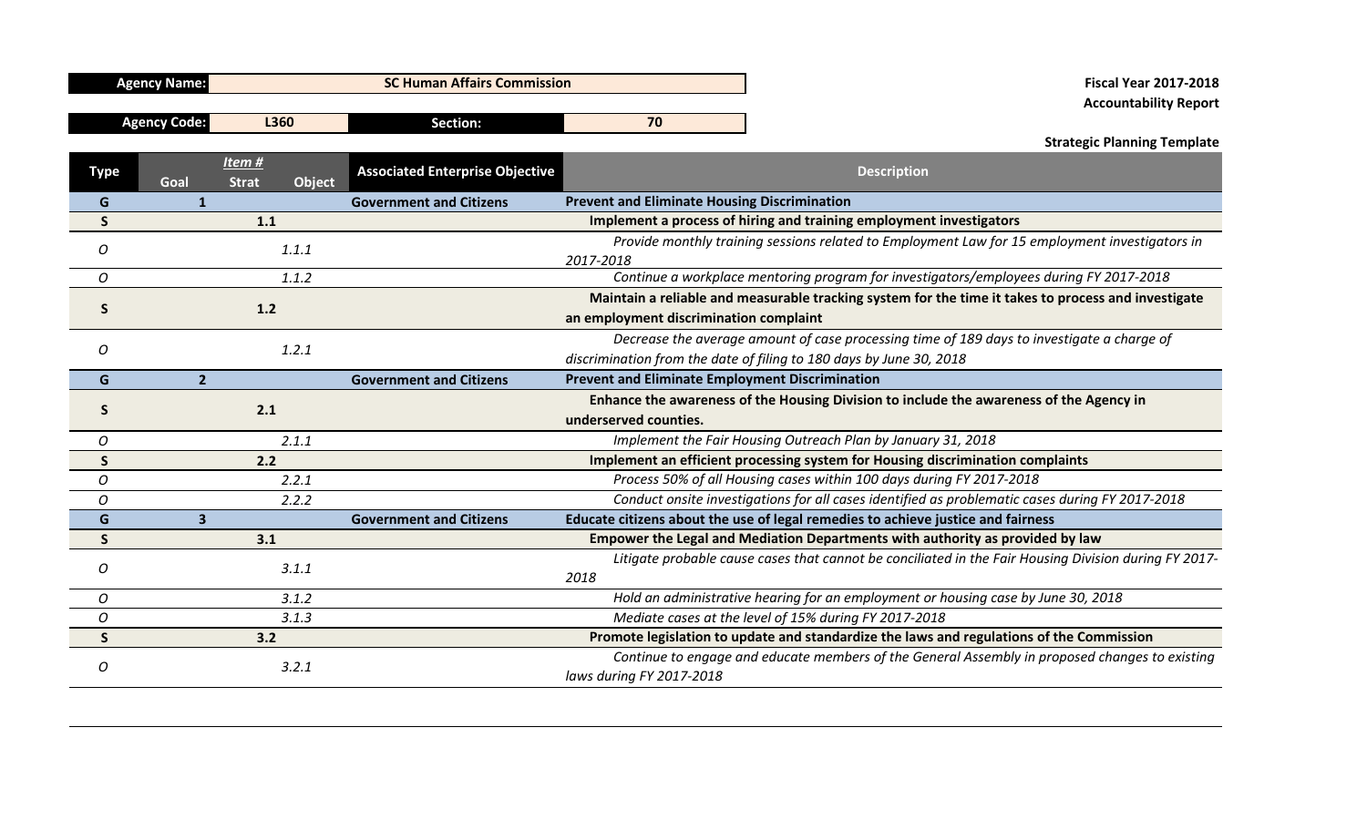| Agency Name: | SC Human Affairs Commission | | |
|---|---|---|---|
| Agency Code: | L360 | Section: | 70 |

**Fiscal Year 2017-2018**
**Accountability Report**

**Strategic Planning Template**

| Type | Item # Goal | Strat | Object | Associated Enterprise Objective | Description |
|---|---|---|---|---|---|
| **G** | **1** | | | **Government and Citizens** | **Prevent and Eliminate Housing Discrimination** |
| **S** | | **1.1** | | | **Implement a process of hiring and training employment investigators** |
| *O* | | | *1.1.1* | | *Provide monthly training sessions related to Employment Law for 15 employment investigators in 2017-2018* |
| *O* | | | *1.1.2* | | *Continue a workplace mentoring program for investigators/employees during FY 2017-2018* |
| **S** | | **1.2** | | | **Maintain a reliable and measurable tracking system for the time it takes to process and investigate an employment discrimination complaint** |
| *O* | | | *1.2.1* | | *Decrease the average amount of case processing time of 189 days to investigate a charge of discrimination from the date of filing to 180 days by June 30, 2018* |
| **G** | **2** | | | **Government and Citizens** | **Prevent and Eliminate Employment Discrimination** |
| **S** | | **2.1** | | | **Enhance the awareness of the Housing Division to include the awareness of the Agency in underserved counties.** |
| *O* | | | *2.1.1* | | *Implement the Fair Housing Outreach Plan by January 31, 2018* |
| **S** | | **2.2** | | | **Implement an efficient processing system for Housing discrimination complaints** |
| *O* | | | *2.2.1* | | *Process 50% of all Housing cases within 100 days during FY 2017-2018* |
| *O* | | | *2.2.2* | | *Conduct onsite investigations for all cases identified as problematic cases during FY 2017-2018* |
| **G** | **3** | | | **Government and Citizens** | **Educate citizens about the use of legal remedies to achieve justice and fairness** |
| **S** | | **3.1** | | | **Empower the Legal and Mediation Departments with authority as provided by law** |
| *O* | | | *3.1.1* | | *Litigate probable cause cases that cannot be conciliated in the Fair Housing Division during FY 2017-2018* |
| *O* | | | *3.1.2* | | *Hold an administrative hearing for an employment or housing case by June 30, 2018* |
| *O* | | | *3.1.3* | | *Mediate cases at the level of 15% during FY 2017-2018* |
| **S** | | **3.2** | | | **Promote legislation to update and standardize the laws and regulations of the Commission** |
| *O* | | | *3.2.1* | | *Continue to engage and educate members of the General Assembly in proposed changes to existing laws during FY 2017-2018* |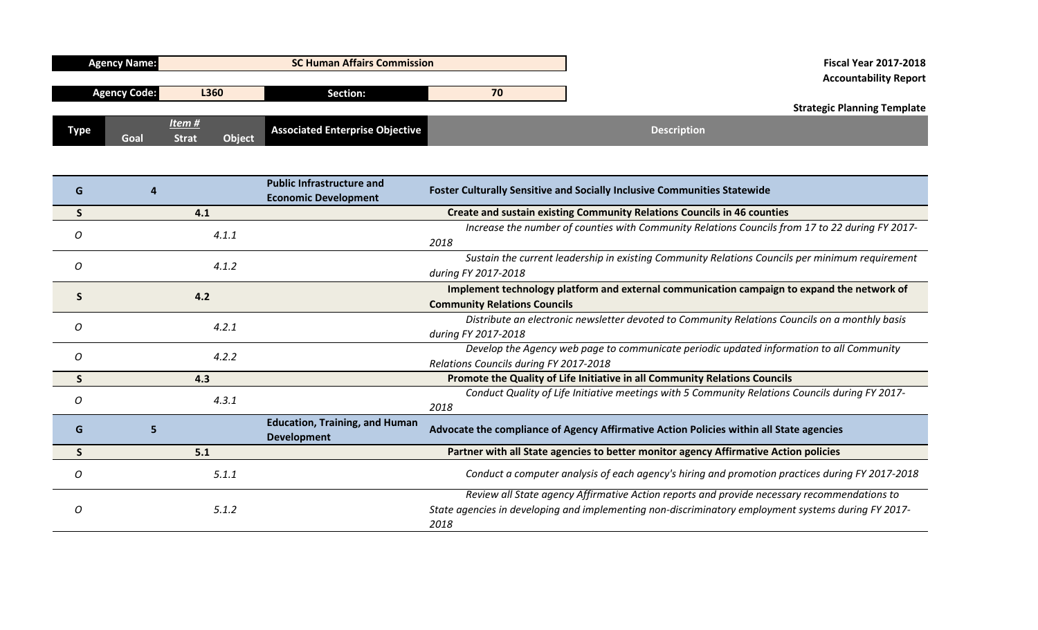| Agency Name: | SC Human Affairs Commission | | Fiscal Year 2017-2018 Accountability Report |
|---|---|---|---|
| Agency Code: | L360 | Section: 70 | Strategic Planning Template |

| Type | Goal | Strat | Object | Associated Enterprise Objective | Description |
|---|---|---|---|---|---|
| G | 4 | | | Public Infrastructure and Economic Development | **Foster Culturally Sensitive and Socially Inclusive Communities Statewide** |
| S | | 4.1 | | | **Create and sustain existing Community Relations Councils in 46 counties** |
| O | | | 4.1.1 | | *Increase the number of counties with Community Relations Councils from 17 to 22 during FY 2017-2018* |
| O | | | 4.1.2 | | *Sustain the current leadership in existing Community Relations Councils per minimum requirement during FY 2017-2018* |
| S | | 4.2 | | | **Implement technology platform and external communication campaign to expand the network of Community Relations Councils** |
| O | | | 4.2.1 | | *Distribute an electronic newsletter devoted to Community Relations Councils on a monthly basis during FY 2017-2018* |
| O | | | 4.2.2 | | *Develop the Agency web page to communicate periodic updated information to all Community Relations Councils during FY 2017-2018* |
| S | | 4.3 | | | **Promote the Quality of Life Initiative in all Community Relations Councils** |
| O | | | 4.3.1 | | *Conduct Quality of Life Initiative meetings with 5 Community Relations Councils during FY 2017-2018* |
| G | 5 | | | Education, Training, and Human Development | **Advocate the compliance of Agency Affirmative Action Policies within all State agencies** |
| S | | 5.1 | | | **Partner with all State agencies to better monitor agency Affirmative Action policies** |
| O | | | 5.1.1 | | *Conduct a computer analysis of each agency's hiring and promotion practices during FY 2017-2018* |
| O | | | 5.1.2 | | *Review all State agency Affirmative Action reports and provide necessary recommendations to State agencies in developing and implementing non-discriminatory employment systems during FY 2017-2018* |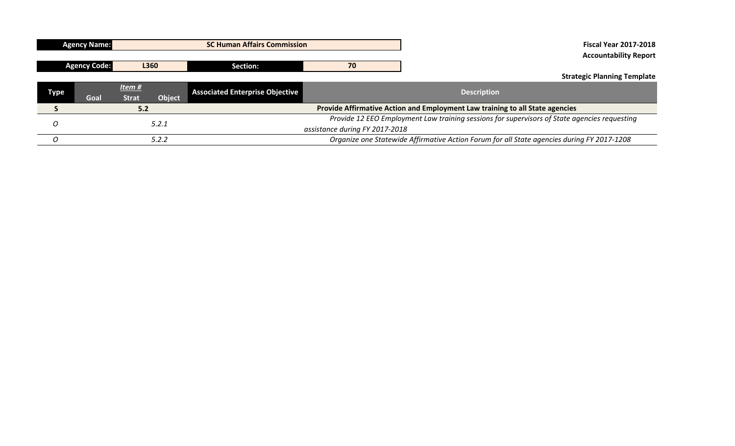| Agency Name: | SC Human Affairs Commission |
|---|---|
| Agency Code: | L360 |
| Section: | 70 |

**Fiscal Year 2017-2018**
**Accountability Report**

**Strategic Planning Template**

| Type | Item # Goal | Item # Strat | Item # Object | Associated Enterprise Objective | Description |
|---|---|---|---|---|---|
| **S** | | **5.2** | | | **Provide Affirmative Action and Employment Law training to all State agencies** |
| *O* | | | *5.2.1* | | *Provide 12 EEO Employment Law training sessions for supervisors of State agencies requesting assistance during FY 2017-2018* |
| *O* | | | *5.2.2* | | *Organize one Statewide Affirmative Action Forum for all State agencies during FY 2017-1208* |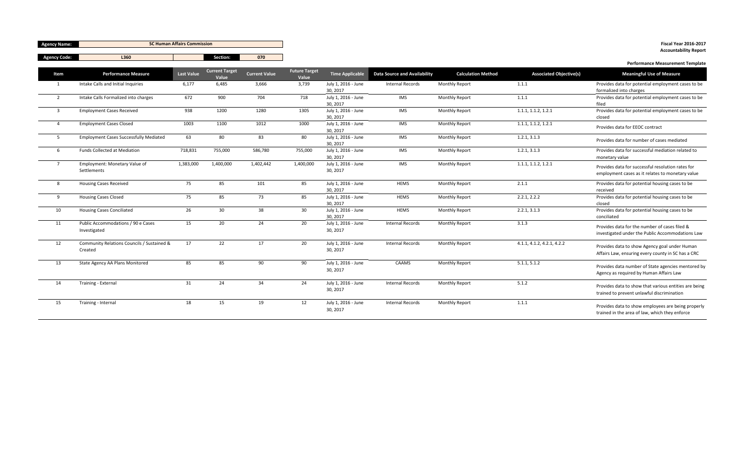| Agency Name: | SC Human Affairs Commission | | |
|---|---|---|---|
| Agency Code: | L360 | Section: | 070 |

**Fiscal Year 2016-2017**
**Accountability Report**

**Performance Measurement Template**

| Item | Performance Measure | Last Value | Current Target Value | Current Value | Future Target Value | Time Applicable | Data Source and Availability | Calculation Method | Associated Objective(s) | Meaningful Use of Measure |
|---|---|---|---|---|---|---|---|---|---|---|
| 1 | Intake Calls and Initial Inquiries | 6,177 | 6,485 | 3,666 | 3,739 | July 1, 2016 - June 30, 2017 | Internal Records | Monthly Report | 1.1.1 | Provides data for potential employment cases to be formalized into charges |
| 2 | Intake Calls Formalized into charges | 672 | 900 | 704 | 718 | July 1, 2016 - June 30, 2017 | IMS | Monthly Report | 1.1.1 | Provides data for potential employment cases to be filed |
| 3 | Employment Cases Received | 938 | 1200 | 1280 | 1305 | July 1, 2016 - June 30, 2017 | IMS | Monthly Report | 1.1.1, 1.1.2, 1.2.1 | Provides data for potential employment cases to be closed |
| 4 | Employment Cases Closed | 1003 | 1100 | 1012 | 1000 | July 1, 2016 - June 30, 2017 | IMS | Monthly Report | 1.1.1, 1.1.2, 1.2.1 | Provides data for EEOC contract |
| 5 | Employment Cases Successfully Mediated | 63 | 80 | 83 | 80 | July 1, 2016 - June 30, 2017 | IMS | Monthly Report | 1.2.1, 3.1.3 | Provides data for number of cases mediated |
| 6 | Funds Collected at Mediation | 718,831 | 755,000 | 586,780 | 755,000 | July 1, 2016 - June 30, 2017 | IMS | Monthly Report | 1.2.1, 3.1.3 | Provides data for successful mediation related to monetary value |
| 7 | Employment: Monetary Value of Settlements | 1,383,000 | 1,400,000 | 1,402,442 | 1,400,000 | July 1, 2016 - June 30, 2017 | IMS | Monthly Report | 1.1.1, 1.1.2, 1.2.1 | Provides data for successful resolution rates for employment cases as it relates to monetary value |
| 8 | Housing Cases Received | 75 | 85 | 101 | 85 | July 1, 2016 - June 30, 2017 | HEMS | Monthly Report | 2.1.1 | Provides data for potential housing cases to be received |
| 9 | Housing Cases Closed | 75 | 85 | 73 | 85 | July 1, 2016 - June 30, 2017 | HEMS | Monthly Report | 2.2.1, 2.2.2 | Provides data for potential housing cases to be closed |
| 10 | Housing Cases Conciliated | 26 | 30 | 38 | 30 | July 1, 2016 - June 30, 2017 | HEMS | Monthly Report | 2.2.1, 3.1.3 | Provides data for potential housing cases to be conciliated |
| 11 | Public Accommodations / 90 e Cases Investigated | 15 | 20 | 24 | 20 | July 1, 2016 - June 30, 2017 | Internal Records | Monthly Report | 3.1.3 | Provides data for the number of cases filed & investigated under the Public Accommodations Law |
| 12 | Community Relations Councils / Sustained & Created | 17 | 22 | 17 | 20 | July 1, 2016 - June 30, 2017 | Internal Records | Monthly Report | 4.1.1, 4.1.2, 4.2.1, 4.2.2 | Provides data to show Agency goal under Human Affairs Law, ensuring every county in SC has a CRC |
| 13 | State Agency AA Plans Monitored | 85 | 85 | 90 | 90 | July 1, 2016 - June 30, 2017 | CAAMS | Monthly Report | 5.1.1, 5.1.2 | Provides data number of State agencies mentored by Agency as required by Human Affairs Law |
| 14 | Training - External | 31 | 24 | 34 | 24 | July 1, 2016 - June 30, 2017 | Internal Records | Monthly Report | 5.1.2 | Provides data to show that various entities are being trained to prevent unlawful discrimination |
| 15 | Training - Internal | 18 | 15 | 19 | 12 | July 1, 2016 - June 30, 2017 | Internal Records | Monthly Report | 1.1.1 | Provides data to show employees are being properly trained in the area of law, which they enforce |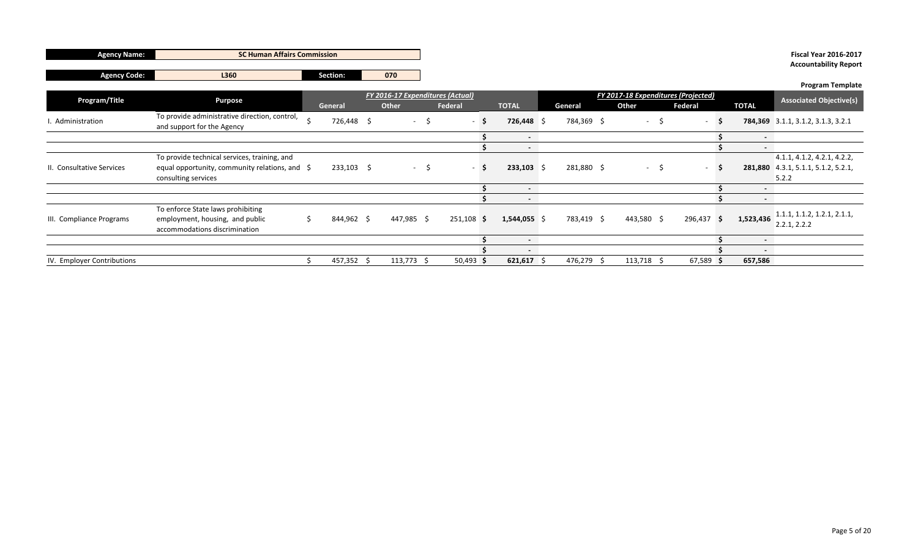| Agency Name: | SC Human Affairs Commission | | |
|---|---|---|---|
| Agency Code: | L360 | Section: | 070 |

**Fiscal Year 2016-2017**
**Accountability Report**

**Program Template**

| Program/Title | Purpose | *FY 2016-17 Expenditures (Actual)* | | | | *FY 2017-18 Expenditures (Projected)* | | | | Associated Objective(s) |
|---|---|---|---|---|---|---|---|---|---|---|
| | | General | Other | Federal | TOTAL | General | Other | Federal | TOTAL | |
| I. Administration | To provide administrative direction, control, and support for the Agency | $ 726,448 | $ - | $ - | **$ 726,448** | $ 784,369 | $ - | $ - | **$ 784,369** | 3.1.1, 3.1.2, 3.1.3, 3.2.1 |
| | | | | | $ - | | | | $ - | |
| | | | | | $ - | | | | $ - | |
| II. Consultative Services | To provide technical services, training, and equal opportunity, community relations, and consulting services | $ 233,103 | $ - | $ - | **$ 233,103** | $ 281,880 | $ - | $ - | **$ 281,880** | 4.1.1, 4.1.2, 4.2.1, 4.2.2, 4.3.1, 5.1.1, 5.1.2, 5.2.1, 5.2.2 |
| | | | | | $ - | | | | $ - | |
| | | | | | $ - | | | | $ - | |
| III. Compliance Programs | To enforce State laws prohibiting employment, housing, and public accommodations discrimination | $ 844,962 | $ 447,985 | $ 251,108 | **$ 1,544,055** | $ 783,419 | $ 443,580 | $ 296,437 | **$ 1,523,436** | 1.1.1, 1.1.2, 1.2.1, 2.1.1, 2.2.1, 2.2.2 |
| | | | | | $ - | | | | $ - | |
| | | | | | $ - | | | | $ - | |
| IV. Employer Contributions | | $ 457,352 | $ 113,773 | $ 50,493 | **$ 621,617** | $ 476,279 | $ 113,718 | $ 67,589 | **$ 657,586** | |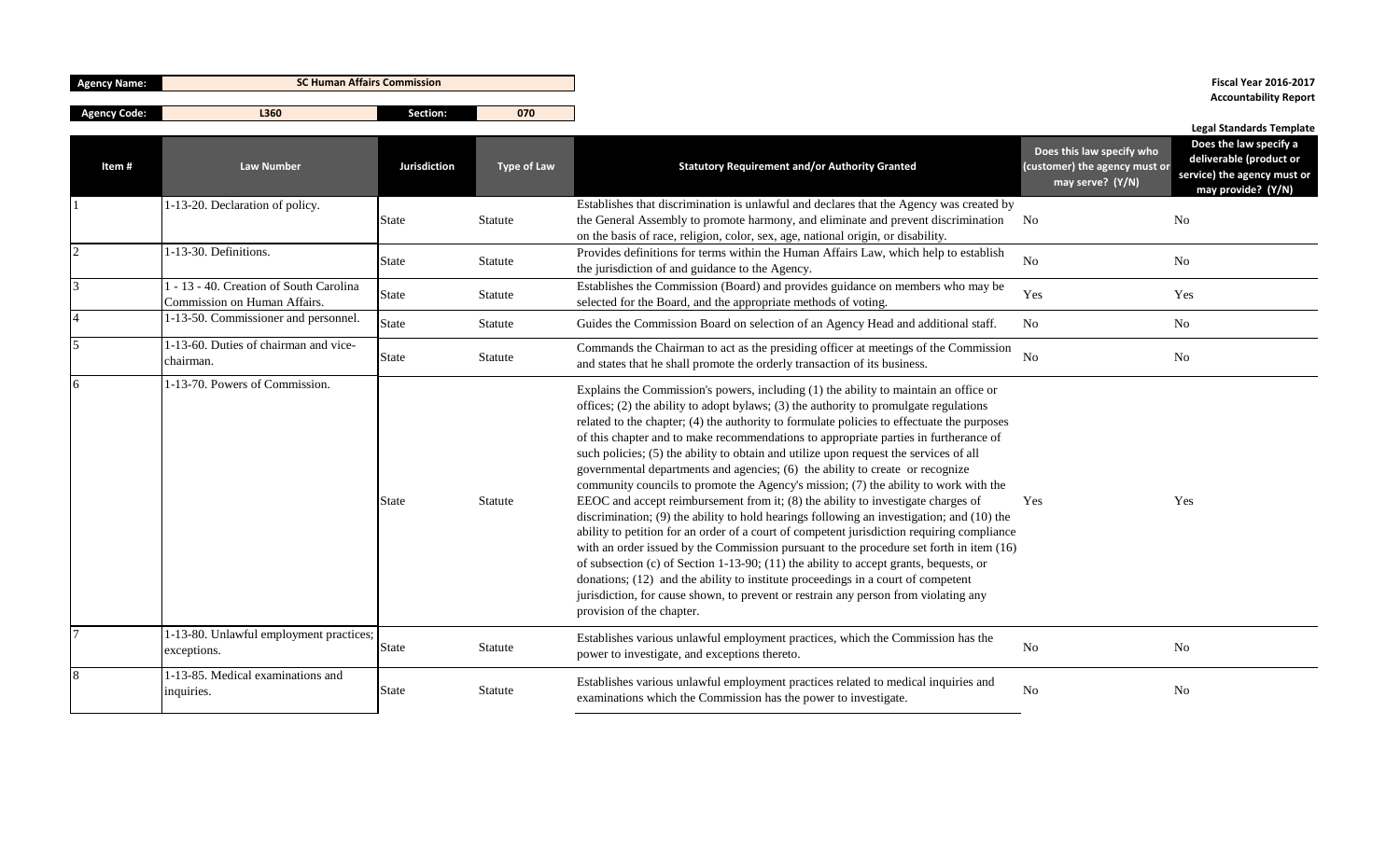| Agency Name: | SC Human Affairs Commission | | |
|---|---|---|---|
| Agency Code: | L360 | Section: | 070 |

**Fiscal Year 2016-2017**
**Accountability Report**

**Legal Standards Template**

| Item # | Law Number | Jurisdiction | Type of Law | Statutory Requirement and/or Authority Granted | Does this law specify who (customer) the agency must or may serve? (Y/N) | Does the law specify a deliverable (product or service) the agency must or may provide? (Y/N) |
|---|---|---|---|---|---|---|
| 1 | 1-13-20. Declaration of policy. | State | Statute | Establishes that discrimination is unlawful and declares that the Agency was created by the General Assembly to promote harmony, and eliminate and prevent discrimination on the basis of race, religion, color, sex, age, national origin, or disability. | No | No |
| 2 | 1-13-30. Definitions. | State | Statute | Provides definitions for terms within the Human Affairs Law, which help to establish the jurisdiction of and guidance to the Agency. | No | No |
| 3 | 1 - 13 - 40. Creation of South Carolina Commission on Human Affairs. | State | Statute | Establishes the Commission (Board) and provides guidance on members who may be selected for the Board, and the appropriate methods of voting. | Yes | Yes |
| 4 | 1-13-50. Commissioner and personnel. | State | Statute | Guides the Commission Board on selection of an Agency Head and additional staff. | No | No |
| 5 | 1-13-60. Duties of chairman and vice-chairman. | State | Statute | Commands the Chairman to act as the presiding officer at meetings of the Commission and states that he shall promote the orderly transaction of its business. | No | No |
| 6 | 1-13-70. Powers of Commission. | State | Statute | Explains the Commission's powers, including (1) the ability to maintain an office or offices; (2) the ability to adopt bylaws; (3) the authority to promulgate regulations related to the chapter; (4) the authority to formulate policies to effectuate the purposes of this chapter and to make recommendations to appropriate parties in furtherance of such policies; (5) the ability to obtain and utilize upon request the services of all governmental departments and agencies; (6) the ability to create or recognize community councils to promote the Agency's mission; (7) the ability to work with the EEOC and accept reimbursement from it; (8) the ability to investigate charges of discrimination; (9) the ability to hold hearings following an investigation; and (10) the ability to petition for an order of a court of competent jurisdiction requiring compliance with an order issued by the Commission pursuant to the procedure set forth in item (16) of subsection (c) of Section 1-13-90; (11) the ability to accept grants, bequests, or donations; (12) and the ability to institute proceedings in a court of competent jurisdiction, for cause shown, to prevent or restrain any person from violating any provision of the chapter. | Yes | Yes |
| 7 | 1-13-80. Unlawful employment practices; exceptions. | State | Statute | Establishes various unlawful employment practices, which the Commission has the power to investigate, and exceptions thereto. | No | No |
| 8 | 1-13-85. Medical examinations and inquiries. | State | Statute | Establishes various unlawful employment practices related to medical inquiries and examinations which the Commission has the power to investigate. | No | No |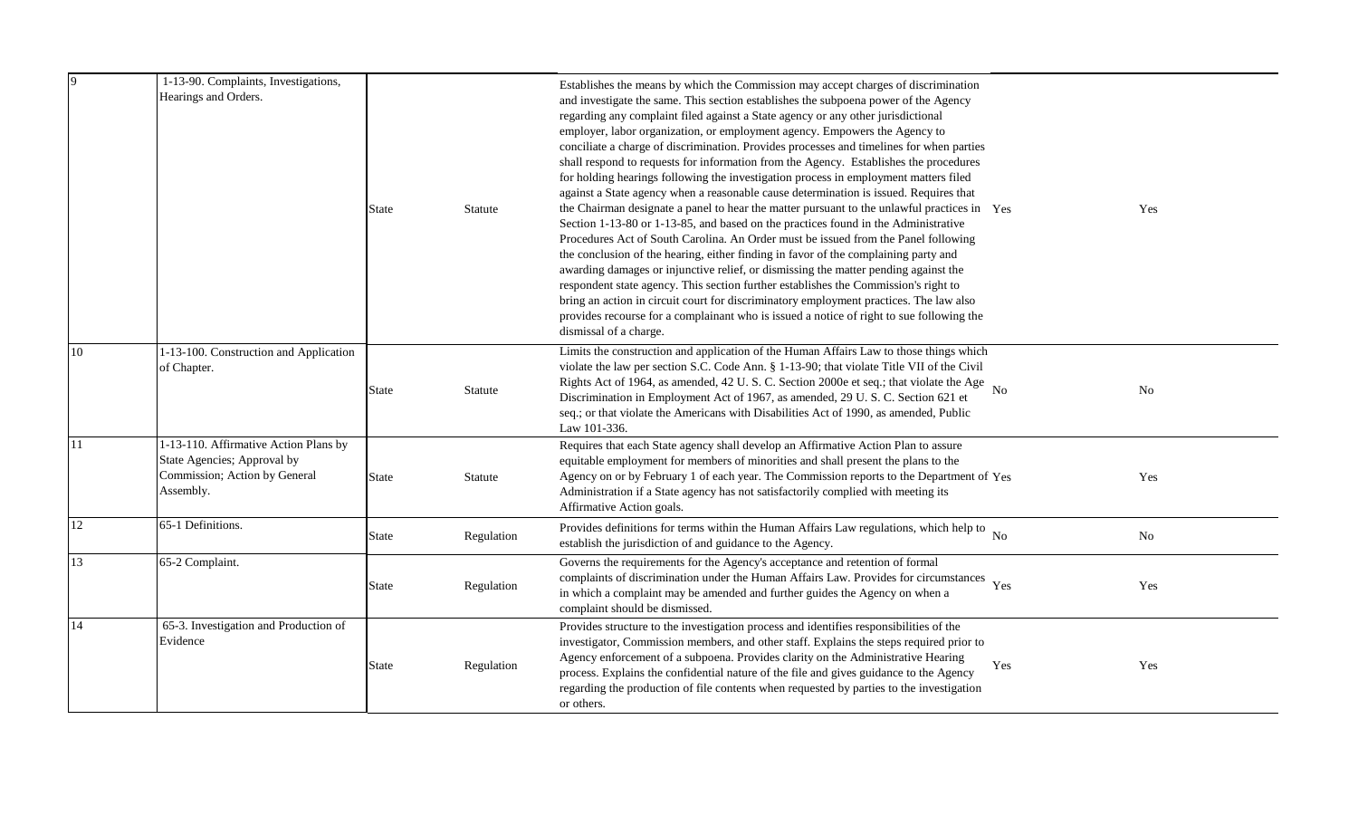| | | | | | | |
|---|---|---|---|---|---|---|
| 9 | 1-13-90. Complaints, Investigations, Hearings and Orders. | State | Statute | Establishes the means by which the Commission may accept charges of discrimination and investigate the same. This section establishes the subpoena power of the Agency regarding any complaint filed against a State agency or any other jurisdictional employer, labor organization, or employment agency. Empowers the Agency to conciliate a charge of discrimination. Provides processes and timelines for when parties shall respond to requests for information from the Agency. Establishes the procedures for holding hearings following the investigation process in employment matters filed against a State agency when a reasonable cause determination is issued. Requires that the Chairman designate a panel to hear the matter pursuant to the unlawful practices in Section 1-13-80 or 1-13-85, and based on the practices found in the Administrative Procedures Act of South Carolina. An Order must be issued from the Panel following the conclusion of the hearing, either finding in favor of the complaining party and awarding damages or injunctive relief, or dismissing the matter pending against the respondent state agency. This section further establishes the Commission's right to bring an action in circuit court for discriminatory employment practices. The law also provides recourse for a complainant who is issued a notice of right to sue following the dismissal of a charge. | Yes | Yes |
| 10 | 1-13-100. Construction and Application of Chapter. | State | Statute | Limits the construction and application of the Human Affairs Law to those things which violate the law per section S.C. Code Ann. § 1-13-90; that violate Title VII of the Civil Rights Act of 1964, as amended, 42 U. S. C. Section 2000e et seq.; that violate the Age Discrimination in Employment Act of 1967, as amended, 29 U. S. C. Section 621 et seq.; or that violate the Americans with Disabilities Act of 1990, as amended, Public Law 101-336. | No | No |
| 11 | 1-13-110. Affirmative Action Plans by State Agencies; Approval by Commission; Action by General Assembly. | State | Statute | Requires that each State agency shall develop an Affirmative Action Plan to assure equitable employment for members of minorities and shall present the plans to the Agency on or by February 1 of each year. The Commission reports to the Department of Administration if a State agency has not satisfactorily complied with meeting its Affirmative Action goals. | Yes | Yes |
| 12 | 65-1 Definitions. | State | Regulation | Provides definitions for terms within the Human Affairs Law regulations, which help to establish the jurisdiction of and guidance to the Agency. | No | No |
| 13 | 65-2 Complaint. | State | Regulation | Governs the requirements for the Agency's acceptance and retention of formal complaints of discrimination under the Human Affairs Law. Provides for circumstances in which a complaint may be amended and further guides the Agency on when a complaint should be dismissed. | Yes | Yes |
| 14 | 65-3. Investigation and Production of Evidence | State | Regulation | Provides structure to the investigation process and identifies responsibilities of the investigator, Commission members, and other staff. Explains the steps required prior to Agency enforcement of a subpoena. Provides clarity on the Administrative Hearing process. Explains the confidential nature of the file and gives guidance to the Agency regarding the production of file contents when requested by parties to the investigation or others. | Yes | Yes |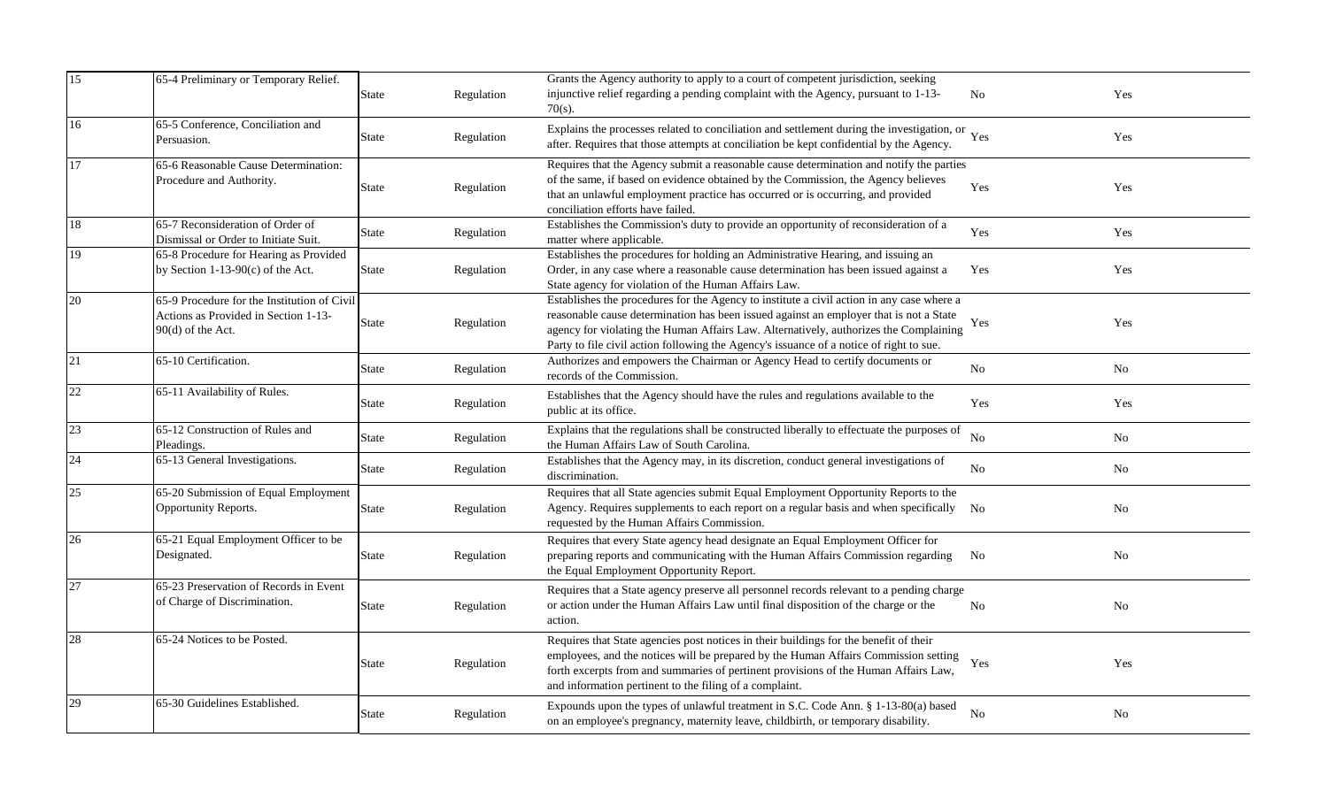| | | | | | | |
|---|---|---|---|---|---|---|
| 15 | 65-4 Preliminary or Temporary Relief. | State | Regulation | Grants the Agency authority to apply to a court of competent jurisdiction, seeking injunctive relief regarding a pending complaint with the Agency, pursuant to 1-13-70(s). | No | Yes |
| 16 | 65-5 Conference, Conciliation and Persuasion. | State | Regulation | Explains the processes related to conciliation and settlement during the investigation, or after. Requires that those attempts at conciliation be kept confidential by the Agency. | Yes | Yes |
| 17 | 65-6 Reasonable Cause Determination: Procedure and Authority. | State | Regulation | Requires that the Agency submit a reasonable cause determination and notify the parties of the same, if based on evidence obtained by the Commission, the Agency believes that an unlawful employment practice has occurred or is occurring, and provided conciliation efforts have failed. | Yes | Yes |
| 18 | 65-7 Reconsideration of Order of Dismissal or Order to Initiate Suit. | State | Regulation | Establishes the Commission's duty to provide an opportunity of reconsideration of a matter where applicable. | Yes | Yes |
| 19 | 65-8 Procedure for Hearing as Provided by Section 1-13-90(c) of the Act. | State | Regulation | Establishes the procedures for holding an Administrative Hearing, and issuing an Order, in any case where a reasonable cause determination has been issued against a State agency for violation of the Human Affairs Law. | Yes | Yes |
| 20 | 65-9 Procedure for the Institution of Civil Actions as Provided in Section 1-13-90(d) of the Act. | State | Regulation | Establishes the procedures for the Agency to institute a civil action in any case where a reasonable cause determination has been issued against an employer that is not a State agency for violating the Human Affairs Law. Alternatively, authorizes the Complaining Party to file civil action following the Agency's issuance of a notice of right to sue. | Yes | Yes |
| 21 | 65-10 Certification. | State | Regulation | Authorizes and empowers the Chairman or Agency Head to certify documents or records of the Commission. | No | No |
| 22 | 65-11 Availability of Rules. | State | Regulation | Establishes that the Agency should have the rules and regulations available to the public at its office. | Yes | Yes |
| 23 | 65-12 Construction of Rules and Pleadings. | State | Regulation | Explains that the regulations shall be constructed liberally to effectuate the purposes of the Human Affairs Law of South Carolina. | No | No |
| 24 | 65-13 General Investigations. | State | Regulation | Establishes that the Agency may, in its discretion, conduct general investigations of discrimination. | No | No |
| 25 | 65-20 Submission of Equal Employment Opportunity Reports. | State | Regulation | Requires that all State agencies submit Equal Employment Opportunity Reports to the Agency. Requires supplements to each report on a regular basis and when specifically requested by the Human Affairs Commission. | No | No |
| 26 | 65-21 Equal Employment Officer to be Designated. | State | Regulation | Requires that every State agency head designate an Equal Employment Officer for preparing reports and communicating with the Human Affairs Commission regarding the Equal Employment Opportunity Report. | No | No |
| 27 | 65-23 Preservation of Records in Event of Charge of Discrimination. | State | Regulation | Requires that a State agency preserve all personnel records relevant to a pending charge or action under the Human Affairs Law until final disposition of the charge or the action. | No | No |
| 28 | 65-24 Notices to be Posted. | State | Regulation | Requires that State agencies post notices in their buildings for the benefit of their employees, and the notices will be prepared by the Human Affairs Commission setting forth excerpts from and summaries of pertinent provisions of the Human Affairs Law, and information pertinent to the filing of a complaint. | Yes | Yes |
| 29 | 65-30 Guidelines Established. | State | Regulation | Expounds upon the types of unlawful treatment in S.C. Code Ann. § 1-13-80(a) based on an employee's pregnancy, maternity leave, childbirth, or temporary disability. | No | No |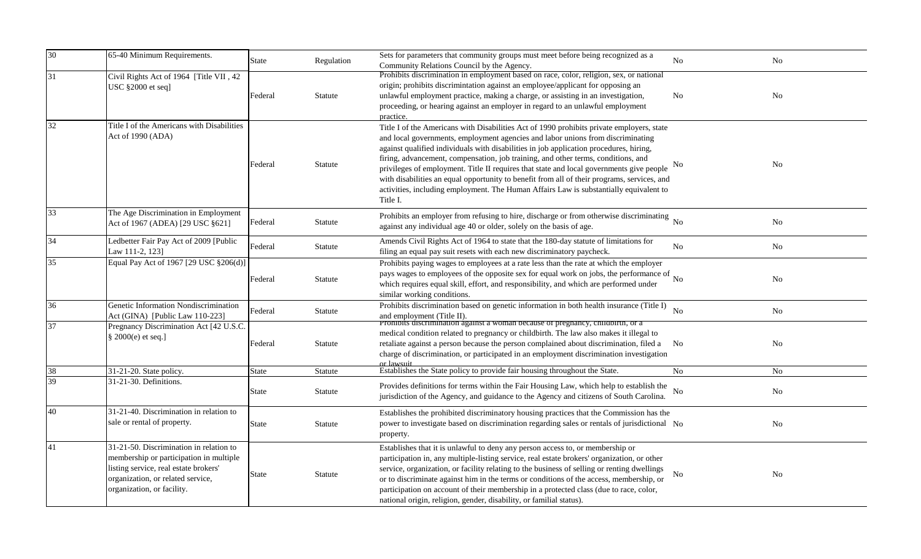| 30 | 65-40 Minimum Requirements. | State | Regulation | Sets for parameters that community groups must meet before being recognized as a Community Relations Council by the Agency. | No | No |
|---|---|---|---|---|---|---|
| 31 | Civil Rights Act of 1964 [Title VII , 42 USC §2000 et seq] | Federal | Statute | Prohibits discrimination in employment based on race, color, religion, sex, or national origin; prohibits discrimintation against an employee/applicant for opposing an unlawful employment practice, making a charge, or assisting in an investigation, proceeding, or hearing against an employer in regard to an unlawful employment practice. | No | No |
| 32 | Title I of the Americans with Disabilities Act of 1990 (ADA) | Federal | Statute | Title I of the Americans with Disabilities Act of 1990 prohibits private employers, state and local governments, employment agencies and labor unions from discriminating against qualified individuals with disabilities in job application procedures, hiring, firing, advancement, compensation, job training, and other terms, conditions, and privileges of employment. Title II requires that state and local governments give people with disabilities an equal opportunity to benefit from all of their programs, services, and activities, including employment. The Human Affairs Law is substantially equivalent to Title I. | No | No |
| 33 | The Age Discrimination in Employment Act of 1967 (ADEA) [29 USC §621] | Federal | Statute | Prohibits an employer from refusing to hire, discharge or from otherwise discriminating against any individual age 40 or older, solely on the basis of age. | No | No |
| 34 | Ledbetter Fair Pay Act of 2009 [Public Law 111-2, 123] | Federal | Statute | Amends Civil Rights Act of 1964 to state that the 180-day statute of limitations for filing an equal pay suit resets with each new discriminatory paycheck. | No | No |
| 35 | Equal Pay Act of 1967 [29 USC §206(d)] | Federal | Statute | Prohibits paying wages to employees at a rate less than the rate at which the employer pays wages to employees of the opposite sex for equal work on jobs, the performance of which requires equal skill, effort, and responsibility, and which are performed under similar working conditions. | No | No |
| 36 | Genetic Information Nondiscrimination Act (GINA) [Public Law 110-223] | Federal | Statute | Prohibits discrimination based on genetic information in both health insurance (Title I) and employment (Title II). | No | No |
| 37 | Pregnancy Discrimination Act [42 U.S.C. § 2000(e) et seq.] | Federal | Statute | Prohibits discrimination against a woman because of pregnancy, childbirth, or a medical condition related to pregnancy or childbirth. The law also makes it illegal to retaliate against a person because the person complained about discrimination, filed a charge of discrimination, or participated in an employment discrimination investigation or lawsuit. | No | No |
| 38 | 31-21-20. State policy. | State | Statute | Establishes the State policy to provide fair housing throughout the State. | No | No |
| 39 | 31-21-30. Definitions. | State | Statute | Provides definitions for terms within the Fair Housing Law, which help to establish the jurisdiction of the Agency, and guidance to the Agency and citizens of South Carolina. | No | No |
| 40 | 31-21-40. Discrimination in relation to sale or rental of property. | State | Statute | Establishes the prohibited discriminatory housing practices that the Commission has the power to investigate based on discrimination regarding sales or rentals of jurisdictional property. | No | No |
| 41 | 31-21-50. Discrimination in relation to membership or participation in multiple listing service, real estate brokers' organization, or related service, organization, or facility. | State | Statute | Establishes that it is unlawful to deny any person access to, or membership or participation in, any multiple-listing service, real estate brokers' organization, or other service, organization, or facility relating to the business of selling or renting dwellings or to discriminate against him in the terms or conditions of the access, membership, or participation on account of their membership in a protected class (due to race, color, national origin, religion, gender, disability, or familial status). | No | No |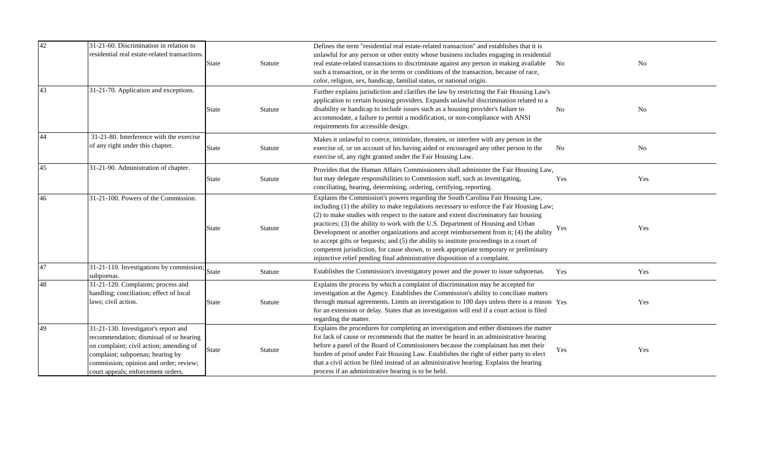| | | | | | | |
|---|---|---|---|---|---|---|
| 42 | 31-21-60. Discrimination in relation to residential real estate-related transactions. | State | Statute | Defines the term "residential real estate-related transaction" and establishes that it is unlawful for any person or other entity whose business includes engaging in residential real estate-related transactions to discriminate against any person in making available such a transaction, or in the terms or conditions of the transaction, because of race, color, religion, sex, handicap, familial status, or national origin. | No | No |
| 43 | 31-21-70. Application and exceptions. | State | Statute | Further explains jurisdiction and clarifies the law by restricting the Fair Housing Law's application to certain housing providers. Expands unlawful discrimination related to a disability or handicap to include issues such as a housing provider's failure to accommodate, a failure to permit a modification, or non-compliance with ANSI requirements for accessible design. | No | No |
| 44 | 31-21-80. Interference with the exercise of any right under this chapter. | State | Statute | Makes it unlawful to coerce, intimidate, threaten, or interfere with any person in the exercise of, or on account of his having aided or encouraged any other person in the exercise of, any right granted under the Fair Housing Law. | No | No |
| 45 | 31-21-90. Administration of chapter. | State | Statute | Provides that the Human Affairs Commissioners shall administer the Fair Housing Law, but may delegate responsibilities to Commission staff, such as investigating, conciliating, hearing, determining, ordering, certifying, reporting. | Yes | Yes |
| 46 | 31-21-100. Powers of the Commission. | State | Statute | Explains the Commission's powers regarding the South Carolina Fair Housing Law, including (1) the ability to make regulations necessary to enforce the Fair Housing Law; (2) to make studies with respect to the nature and extent discriminatory fair housing practices; (3) the ability to work with the U.S. Department of Housing and Urban Development or another organizations and accept reimbursement from it; (4) the ability to accept gifts or bequests; and (5) the ability to institute proceedings in a court of competent jurisdiction, for cause shown, to seek appropriate temporary or preliminary injunctive relief pending final administrative disposition of a complaint. | Yes | Yes |
| 47 | 31-21-110. Investigations by commission; subpoenas. | State | Statute | Establishes the Commission's investigatory power and the power to issue subpoenas. | Yes | Yes |
| 48 | 31-21-120. Complaints; process and handling; conciliation; effect of local laws; civil action. | State | Statute | Explains the process by which a complaint of discrimination may be accepted for investigation at the Agency. Establishes the Commission's ability to conciliate matters through mutual agreements. Limits an investigation to 100 days unless there is a reason for an extension or delay. States that an investigation will end if a court action is filed regarding the matter. | Yes | Yes |
| 49 | 31-21-130. Investigator's report and recommendation; dismissal of or hearing on complaint; civil action; amending of complaint; subpoenas; hearing by commission; opinion and order; review; court appeals; enforcement orders. | State | Statute | Explains the procedures for completing an investigation and either dismisses the matter for lack of cause or recommends that the matter be heard in an administrative hearing before a panel of the Board of Commissioners because the complainant has met their burden of proof under Fair Housing Law. Establishes the right of either party to elect that a civil action be filed instead of an administrative hearing. Explains the hearing process if an administrative hearing is to be held. | Yes | Yes |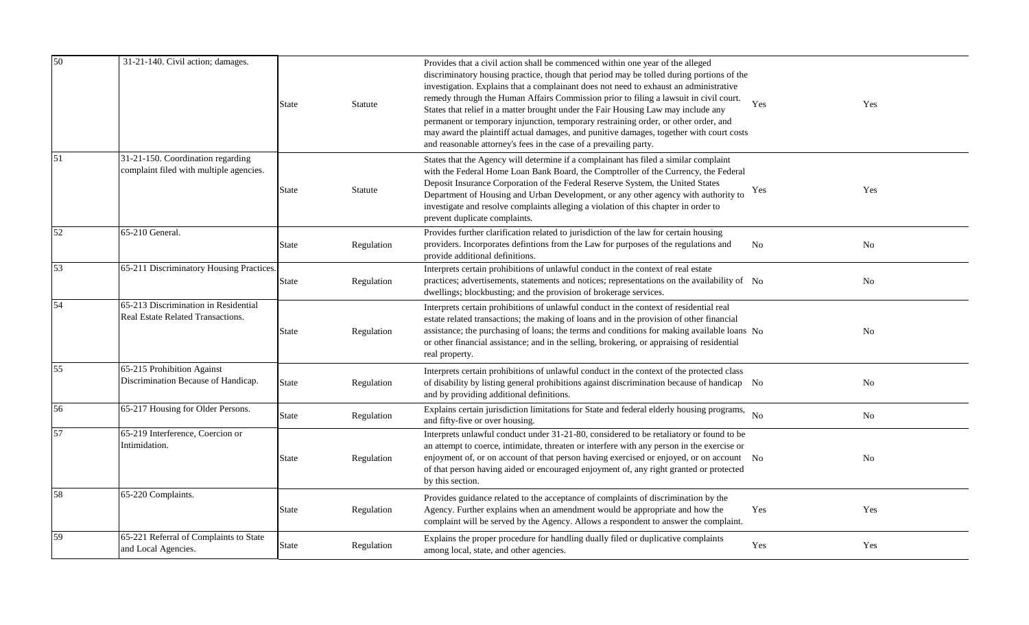| | | | | | | |
|---|---|---|---|---|---|---|
| 50 | 31-21-140. Civil action; damages. | State | Statute | Provides that a civil action shall be commenced within one year of the alleged discriminatory housing practice, though that period may be tolled during portions of the investigation. Explains that a complainant does not need to exhaust an administrative remedy through the Human Affairs Commission prior to filing a lawsuit in civil court. States that relief in a matter brought under the Fair Housing Law may include any permanent or temporary injunction, temporary restraining order, or other order, and may award the plaintiff actual damages, and punitive damages, together with court costs and reasonable attorney's fees in the case of a prevailing party. | Yes | Yes |
| 51 | 31-21-150. Coordination regarding complaint filed with multiple agencies. | State | Statute | States that the Agency will determine if a complainant has filed a similar complaint with the Federal Home Loan Bank Board, the Comptroller of the Currency, the Federal Deposit Insurance Corporation of the Federal Reserve System, the United States Department of Housing and Urban Development, or any other agency with authority to investigate and resolve complaints alleging a violation of this chapter in order to prevent duplicate complaints. | Yes | Yes |
| 52 | 65-210 General. | State | Regulation | Provides further clarification related to jurisdiction of the law for certain housing providers. Incorporates defintions from the Law for purposes of the regulations and provide additional definitions. | No | No |
| 53 | 65-211 Discriminatory Housing Practices. | State | Regulation | Interprets certain prohibitions of unlawful conduct in the context of real estate practices; advertisements, statements and notices; representations on the availability of dwellings; blockbusting; and the provision of brokerage services. | No | No |
| 54 | 65-213 Discrimination in Residential Real Estate Related Transactions. | State | Regulation | Interprets certain prohibitions of unlawful conduct in the context of residential real estate related transactions; the making of loans and in the provision of other financial assistance; the purchasing of loans; the terms and conditions for making available loans or other financial assistance; and in the selling, brokering, or appraising of residential real property. | No | No |
| 55 | 65-215 Prohibition Against Discrimination Because of Handicap. | State | Regulation | Interprets certain prohibitions of unlawful conduct in the context of the protected class of disability by listing general prohibitions against discrimination because of handicap and by providing additional definitions. | No | No |
| 56 | 65-217 Housing for Older Persons. | State | Regulation | Explains certain jurisdiction limitations for State and federal elderly housing programs, and fifty-five or over housing. | No | No |
| 57 | 65-219 Interference, Coercion or Intimidation. | State | Regulation | Interprets unlawful conduct under 31-21-80, considered to be retaliatory or found to be an attempt to coerce, intimidate, threaten or interfere with any person in the exercise or enjoyment of, or on account of that person having exercised or enjoyed, or on account of that person having aided or encouraged enjoyment of, any right granted or protected by this section. | No | No |
| 58 | 65-220 Complaints. | State | Regulation | Provides guidance related to the acceptance of complaints of discrimination by the Agency. Further explains when an amendment would be appropriate and how the complaint will be served by the Agency. Allows a respondent to answer the complaint. | Yes | Yes |
| 59 | 65-221 Referral of Complaints to State and Local Agencies. | State | Regulation | Explains the proper procedure for handling dually filed or duplicative complaints among local, state, and other agencies. | Yes | Yes |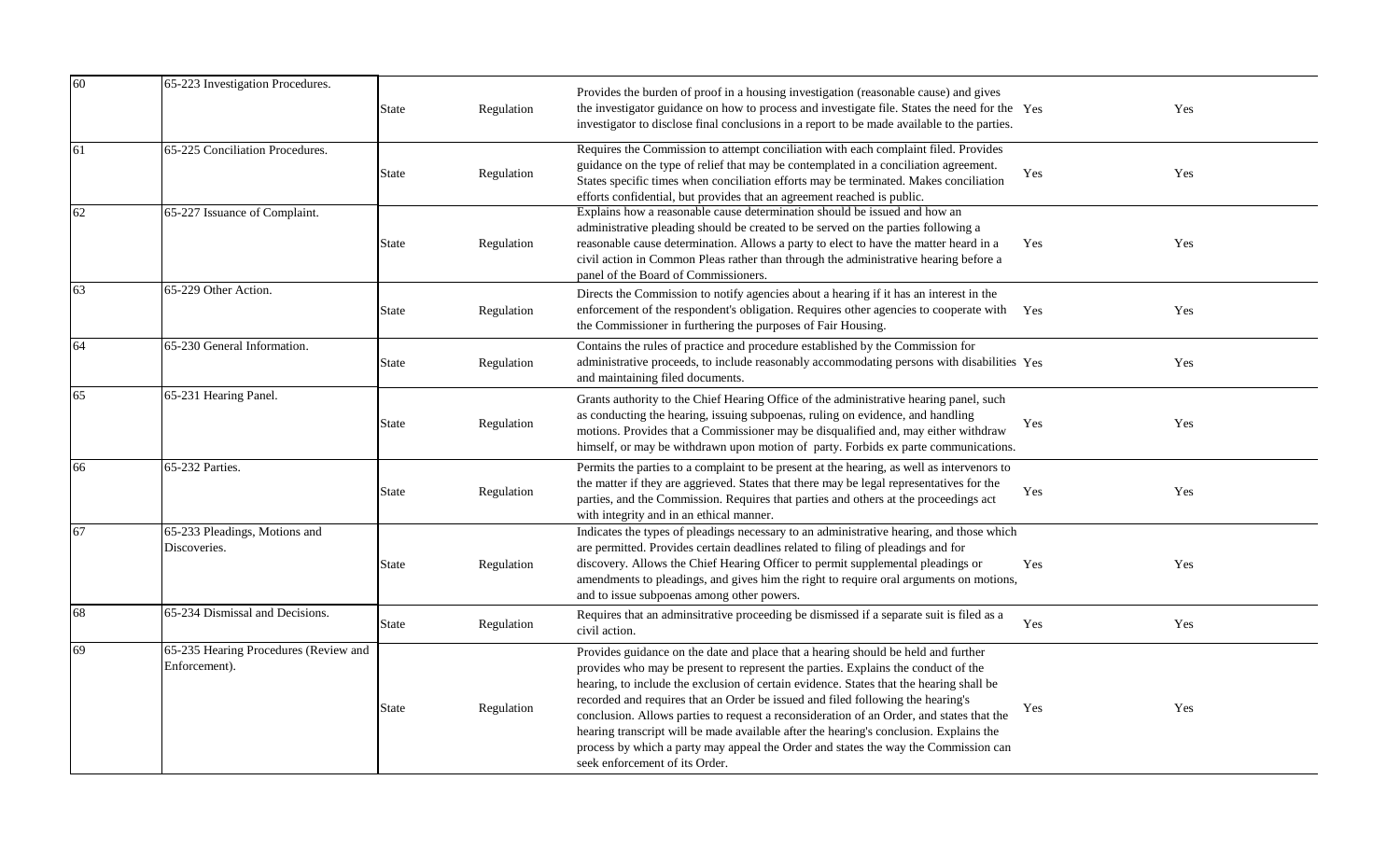| | | | | | | |
|---|---|---|---|---|---|---|
| 60 | 65-223 Investigation Procedures. | State | Regulation | Provides the burden of proof in a housing investigation (reasonable cause) and gives the investigator guidance on how to process and investigate file. States the need for the investigator to disclose final conclusions in a report to be made available to the parties. | Yes | Yes |
| 61 | 65-225 Conciliation Procedures. | State | Regulation | Requires the Commission to attempt conciliation with each complaint filed. Provides guidance on the type of relief that may be contemplated in a conciliation agreement. States specific times when conciliation efforts may be terminated. Makes conciliation efforts confidential, but provides that an agreement reached is public. | Yes | Yes |
| 62 | 65-227 Issuance of Complaint. | State | Regulation | Explains how a reasonable cause determination should be issued and how an administrative pleading should be created to be served on the parties following a reasonable cause determination. Allows a party to elect to have the matter heard in a civil action in Common Pleas rather than through the administrative hearing before a panel of the Board of Commissioners. | Yes | Yes |
| 63 | 65-229 Other Action. | State | Regulation | Directs the Commission to notify agencies about a hearing if it has an interest in the enforcement of the respondent's obligation. Requires other agencies to cooperate with the Commissioner in furthering the purposes of Fair Housing. | Yes | Yes |
| 64 | 65-230 General Information. | State | Regulation | Contains the rules of practice and procedure established by the Commission for administrative proceeds, to include reasonably accommodating persons with disabilities and maintaining filed documents. | Yes | Yes |
| 65 | 65-231 Hearing Panel. | State | Regulation | Grants authority to the Chief Hearing Office of the administrative hearing panel, such as conducting the hearing, issuing subpoenas, ruling on evidence, and handling motions. Provides that a Commissioner may be disqualified and, may either withdraw himself, or may be withdrawn upon motion of party. Forbids ex parte communications. | Yes | Yes |
| 66 | 65-232 Parties. | State | Regulation | Permits the parties to a complaint to be present at the hearing, as well as intervenors to the matter if they are aggrieved. States that there may be legal representatives for the parties, and the Commission. Requires that parties and others at the proceedings act with integrity and in an ethical manner. | Yes | Yes |
| 67 | 65-233 Pleadings, Motions and Discoveries. | State | Regulation | Indicates the types of pleadings necessary to an administrative hearing, and those which are permitted. Provides certain deadlines related to filing of pleadings and for discovery. Allows the Chief Hearing Officer to permit supplemental pleadings or amendments to pleadings, and gives him the right to require oral arguments on motions, and to issue subpoenas among other powers. | Yes | Yes |
| 68 | 65-234 Dismissal and Decisions. | State | Regulation | Requires that an adminsitrative proceeding be dismissed if a separate suit is filed as a civil action. | Yes | Yes |
| 69 | 65-235 Hearing Procedures (Review and Enforcement). | State | Regulation | Provides guidance on the date and place that a hearing should be held and further provides who may be present to represent the parties. Explains the conduct of the hearing, to include the exclusion of certain evidence. States that the hearing shall be recorded and requires that an Order be issued and filed following the hearing's conclusion. Allows parties to request a reconsideration of an Order, and states that the hearing transcript will be made available after the hearing's conclusion. Explains the process by which a party may appeal the Order and states the way the Commission can seek enforcement of its Order. | Yes | Yes |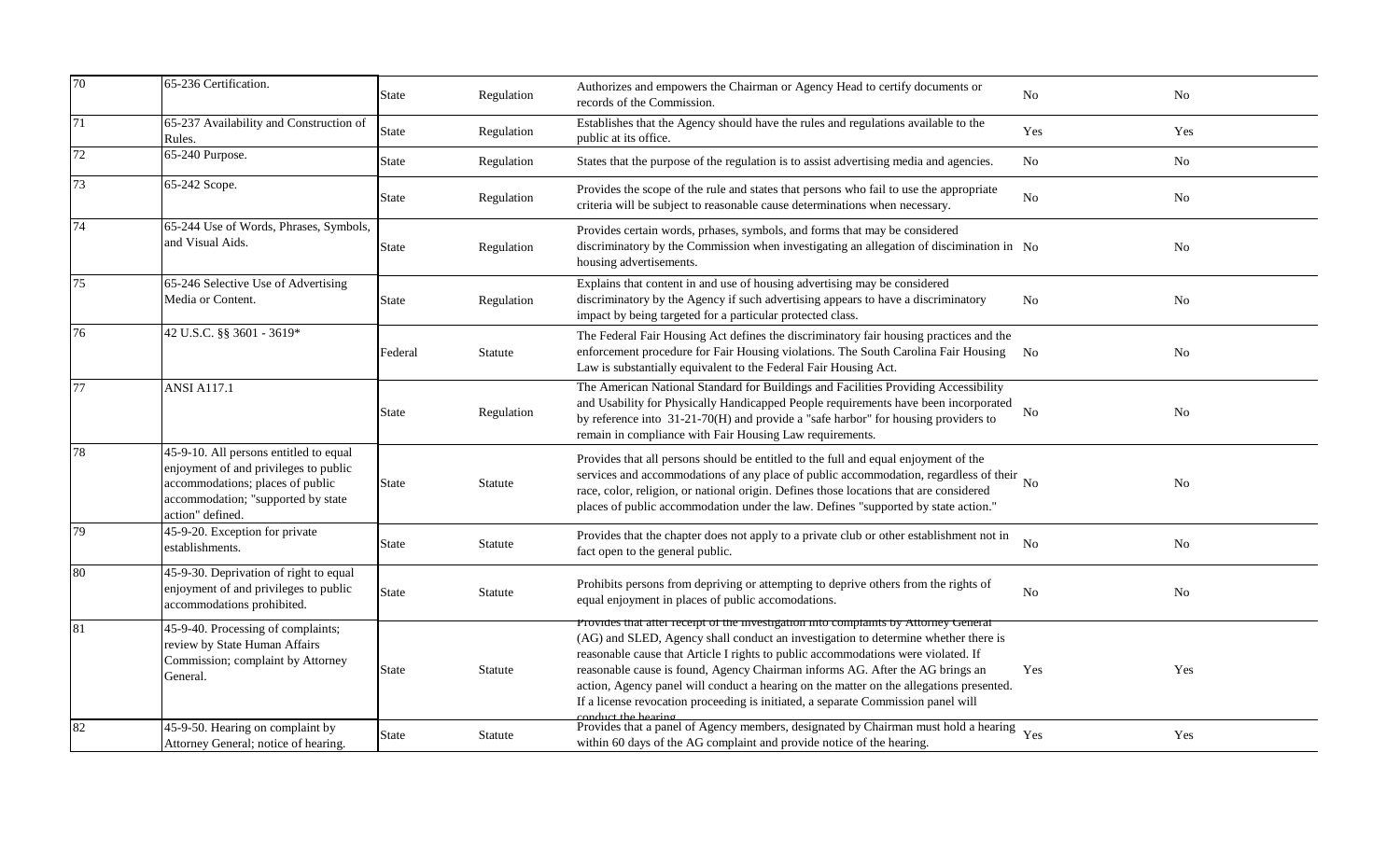| | | | | | | |
|---|---|---|---|---|---|---|
| 70 | 65-236 Certification. | State | Regulation | Authorizes and empowers the Chairman or Agency Head to certify documents or records of the Commission. | No | No |
| 71 | 65-237 Availability and Construction of Rules. | State | Regulation | Establishes that the Agency should have the rules and regulations available to the public at its office. | Yes | Yes |
| 72 | 65-240 Purpose. | State | Regulation | States that the purpose of the regulation is to assist advertising media and agencies. | No | No |
| 73 | 65-242 Scope. | State | Regulation | Provides the scope of the rule and states that persons who fail to use the appropriate criteria will be subject to reasonable cause determinations when necessary. | No | No |
| 74 | 65-244 Use of Words, Phrases, Symbols, and Visual Aids. | State | Regulation | Provides certain words, prhases, symbols, and forms that may be considered discriminatory by the Commission when investigating an allegation of discimination in housing advertisements. | No | No |
| 75 | 65-246 Selective Use of Advertising Media or Content. | State | Regulation | Explains that content in and use of housing advertising may be considered discriminatory by the Agency if such advertising appears to have a discriminatory impact by being targeted for a particular protected class. | No | No |
| 76 | 42 U.S.C. §§ 3601 - 3619* | Federal | Statute | The Federal Fair Housing Act defines the discriminatory fair housing practices and the enforcement procedure for Fair Housing violations. The South Carolina Fair Housing Law is substantially equivalent to the Federal Fair Housing Act. | No | No |
| 77 | ANSI A117.1 | State | Regulation | The American National Standard for Buildings and Facilities Providing Accessibility and Usability for Physically Handicapped People requirements have been incorporated by reference into 31-21-70(H) and provide a "safe harbor" for housing providers to remain in compliance with Fair Housing Law requirements. | No | No |
| 78 | 45-9-10. All persons entitled to equal enjoyment of and privileges to public accommodations; places of public accommodation; "supported by state action" defined. | State | Statute | Provides that all persons should be entitled to the full and equal enjoyment of the services and accommodations of any place of public accommodation, regardless of their race, color, religion, or national origin. Defines those locations that are considered places of public accommodation under the law. Defines "supported by state action." | No | No |
| 79 | 45-9-20. Exception for private establishments. | State | Statute | Provides that the chapter does not apply to a private club or other establishment not in fact open to the general public. | No | No |
| 80 | 45-9-30. Deprivation of right to equal enjoyment of and privileges to public accommodations prohibited. | State | Statute | Prohibits persons from depriving or attempting to deprive others from the rights of equal enjoyment in places of public accomodations. | No | No |
| 81 | 45-9-40. Processing of complaints; review by State Human Affairs Commission; complaint by Attorney General. | State | Statute | Provides that after receipt of the investigation into complaints by Attorney General (AG) and SLED, Agency shall conduct an investigation to determine whether there is reasonable cause that Article I rights to public accommodations were violated. If reasonable cause is found, Agency Chairman informs AG. After the AG brings an action, Agency panel will conduct a hearing on the matter on the allegations presented. If a license revocation proceeding is initiated, a separate Commission panel will conduct the hearing. | Yes | Yes |
| 82 | 45-9-50. Hearing on complaint by Attorney General; notice of hearing. | State | Statute | Provides that a panel of Agency members, designated by Chairman must hold a hearing within 60 days of the AG complaint and provide notice of the hearing. | Yes | Yes |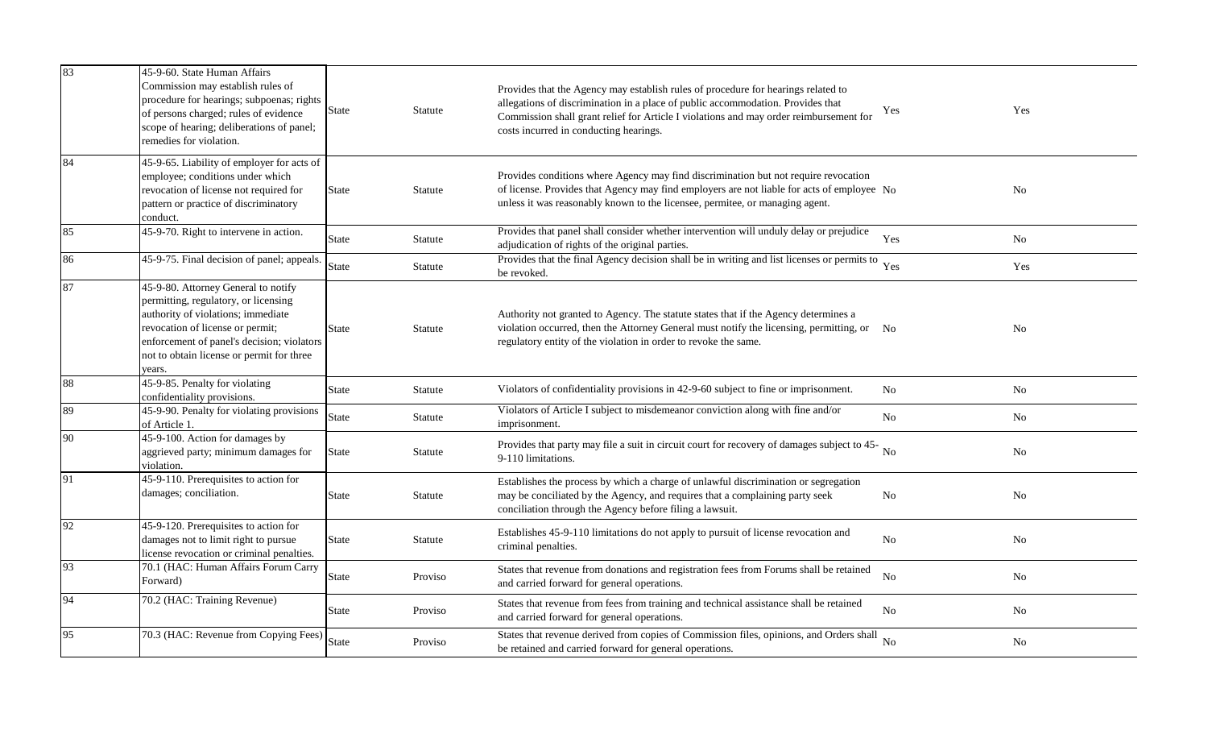| | | | | | | |
|---|---|---|---|---|---|---|
| 83 | 45-9-60. State Human Affairs Commission may establish rules of procedure for hearings; subpoenas; rights of persons charged; rules of evidence scope of hearing; deliberations of panel; remedies for violation. | State | Statute | Provides that the Agency may establish rules of procedure for hearings related to allegations of discrimination in a place of public accommodation. Provides that Commission shall grant relief for Article I violations and may order reimbursement for costs incurred in conducting hearings. | Yes | Yes |
| 84 | 45-9-65. Liability of employer for acts of employee; conditions under which revocation of license not required for pattern or practice of discriminatory conduct. | State | Statute | Provides conditions where Agency may find discrimination but not require revocation of license. Provides that Agency may find employers are not liable for acts of employee unless it was reasonably known to the licensee, permitee, or managing agent. | No | No |
| 85 | 45-9-70. Right to intervene in action. | State | Statute | Provides that panel shall consider whether intervention will unduly delay or prejudice adjudication of rights of the original parties. | Yes | No |
| 86 | 45-9-75. Final decision of panel; appeals. | State | Statute | Provides that the final Agency decision shall be in writing and list licenses or permits to be revoked. | Yes | Yes |
| 87 | 45-9-80. Attorney General to notify permitting, regulatory, or licensing authority of violations; immediate revocation of license or permit; enforcement of panel's decision; violators not to obtain license or permit for three years. | State | Statute | Authority not granted to Agency. The statute states that if the Agency determines a violation occurred, then the Attorney General must notify the licensing, permitting, or regulatory entity of the violation in order to revoke the same. | No | No |
| 88 | 45-9-85. Penalty for violating confidentiality provisions. | State | Statute | Violators of confidentiality provisions in 42-9-60 subject to fine or imprisonment. | No | No |
| 89 | 45-9-90. Penalty for violating provisions of Article 1. | State | Statute | Violators of Article I subject to misdemeanor conviction along with fine and/or imprisonment. | No | No |
| 90 | 45-9-100. Action for damages by aggrieved party; minimum damages for violation. | State | Statute | Provides that party may file a suit in circuit court for recovery of damages subject to 45-9-110 limitations. | No | No |
| 91 | 45-9-110. Prerequisites to action for damages; conciliation. | State | Statute | Establishes the process by which a charge of unlawful discrimination or segregation may be conciliated by the Agency, and requires that a complaining party seek conciliation through the Agency before filing a lawsuit. | No | No |
| 92 | 45-9-120. Prerequisites to action for damages not to limit right to pursue license revocation or criminal penalties. | State | Statute | Establishes 45-9-110 limitations do not apply to pursuit of license revocation and criminal penalties. | No | No |
| 93 | 70.1 (HAC: Human Affairs Forum Carry Forward) | State | Proviso | States that revenue from donations and registration fees from Forums shall be retained and carried forward for general operations. | No | No |
| 94 | 70.2 (HAC: Training Revenue) | State | Proviso | States that revenue from fees from training and technical assistance shall be retained and carried forward for general operations. | No | No |
| 95 | 70.3 (HAC: Revenue from Copying Fees) | State | Proviso | States that revenue derived from copies of Commission files, opinions, and Orders shall be retained and carried forward for general operations. | No | No |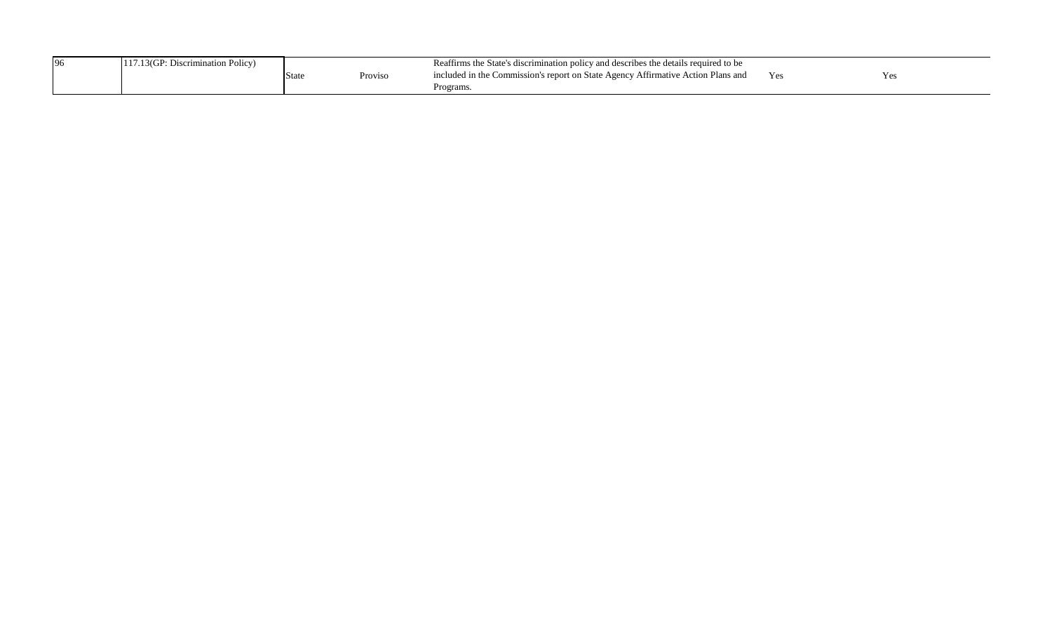| 96 | 117.13(GP: Discrimination Policy) | State | Proviso | Reaffirms the State's discrimination policy and describes the details required to be included in the Commission's report on State Agency Affirmative Action Plans and Programs. | Yes | Yes |
|---|---|---|---|---|---|---|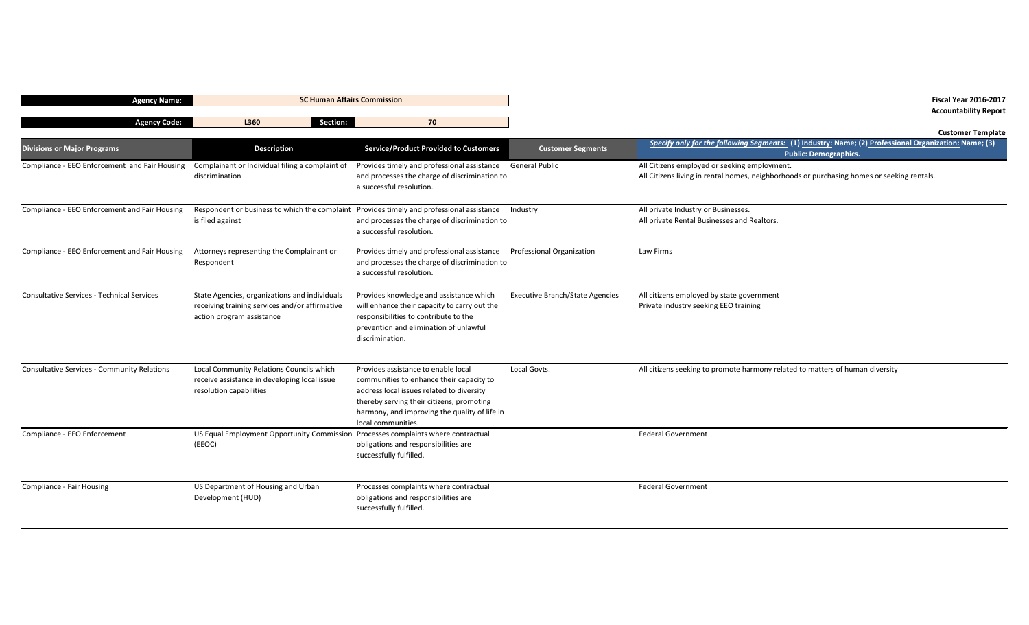| Agency Name: | SC Human Affairs Commission | | |
|---|---|---|---|
| Agency Code: | L360 | Section: | 70 |

**Fiscal Year 2016-2017**
**Accountability Report**

**Customer Template**

| Divisions or Major Programs | Description | Service/Product Provided to Customers | Customer Segments | *Specify only for the following Segments:* (1) Industry: Name; (2) Professional Organization: Name; (3) Public: Demographics. |
|---|---|---|---|---|
| Compliance - EEO Enforcement and Fair Housing | Complainant or Individual filing a complaint of discrimination | Provides timely and professional assistance and processes the charge of discrimination to a successful resolution. | General Public | All Citizens employed or seeking employment.<br>All Citizens living in rental homes, neighborhoods or purchasing homes or seeking rentals. |
| Compliance - EEO Enforcement and Fair Housing | Respondent or business to which the complaint is filed against | Provides timely and professional assistance and processes the charge of discrimination to a successful resolution. | Industry | All private Industry or Businesses.<br>All private Rental Businesses and Realtors. |
| Compliance - EEO Enforcement and Fair Housing | Attorneys representing the Complainant or Respondent | Provides timely and professional assistance and processes the charge of discrimination to a successful resolution. | Professional Organization | Law Firms |
| Consultative Services - Technical Services | State Agencies, organizations and individuals receiving training services and/or affirmative action program assistance | Provides knowledge and assistance which will enhance their capacity to carry out the responsibilities to contribute to the prevention and elimination of unlawful discrimination. | Executive Branch/State Agencies | All citizens employed by state government<br>Private industry seeking EEO training |
| Consultative Services - Community Relations | Local Community Relations Councils which receive assistance in developing local issue resolution capabilities | Provides assistance to enable local communities to enhance their capacity to address local issues related to diversity thereby serving their citizens, promoting harmony, and improving the quality of life in local communities. | Local Govts. | All citizens seeking to promote harmony related to matters of human diversity |
| Compliance - EEO Enforcement | US Equal Employment Opportunity Commission (EEOC) | Processes complaints where contractual obligations and responsibilities are successfully fulfilled. | | Federal Government |
| Compliance - Fair Housing | US Department of Housing and Urban Development (HUD) | Processes complaints where contractual obligations and responsibilities are successfully fulfilled. | | Federal Government |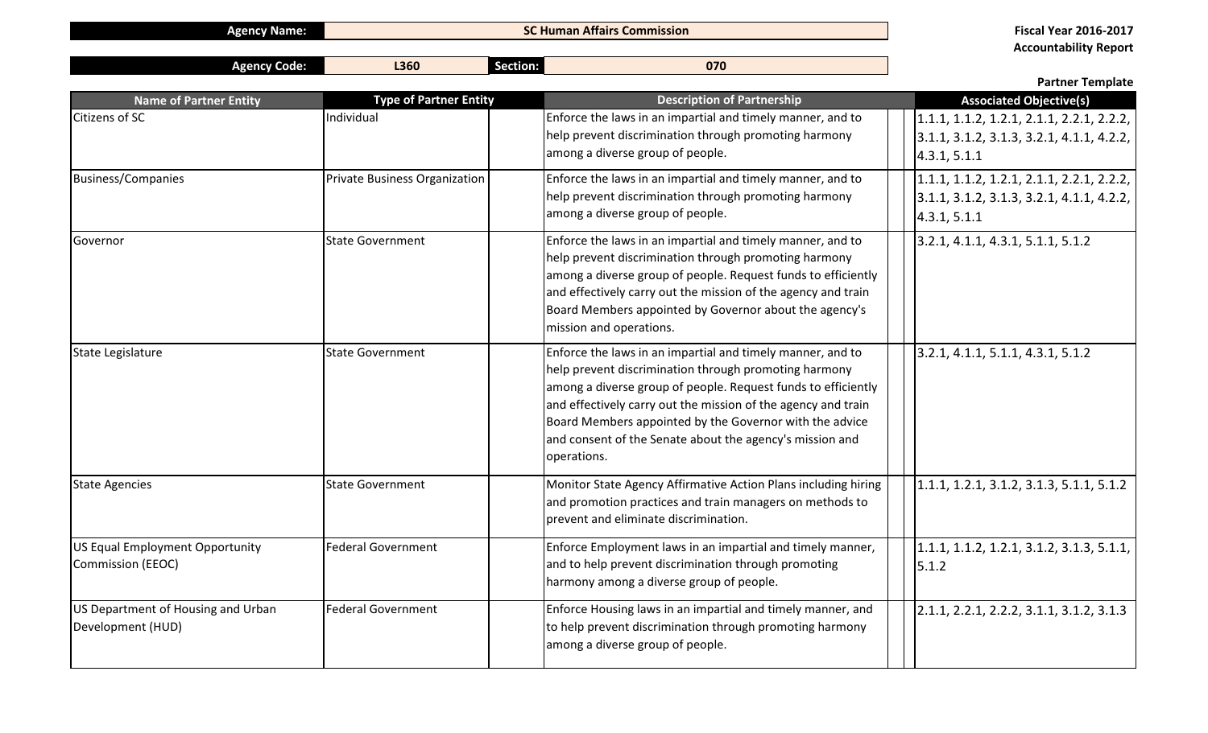**Agency Name:** SC Human Affairs Commission

**Agency Code:** L360 **Section:** 070

**Fiscal Year 2016-2017 Accountability Report**

**Partner Template**

| Name of Partner Entity | Type of Partner Entity | Description of Partnership | Associated Objective(s) |
|---|---|---|---|
| Citizens of SC | Individual | Enforce the laws in an impartial and timely manner, and to help prevent discrimination through promoting harmony among a diverse group of people. | 1.1.1, 1.1.2, 1.2.1, 2.1.1, 2.2.1, 2.2.2, 3.1.1, 3.1.2, 3.1.3, 3.2.1, 4.1.1, 4.2.2, 4.3.1, 5.1.1 |
| Business/Companies | Private Business Organization | Enforce the laws in an impartial and timely manner, and to help prevent discrimination through promoting harmony among a diverse group of people. | 1.1.1, 1.1.2, 1.2.1, 2.1.1, 2.2.1, 2.2.2, 3.1.1, 3.1.2, 3.1.3, 3.2.1, 4.1.1, 4.2.2, 4.3.1, 5.1.1 |
| Governor | State Government | Enforce the laws in an impartial and timely manner, and to help prevent discrimination through promoting harmony among a diverse group of people. Request funds to efficiently and effectively carry out the mission of the agency and train Board Members appointed by Governor about the agency's mission and operations. | 3.2.1, 4.1.1, 4.3.1, 5.1.1, 5.1.2 |
| State Legislature | State Government | Enforce the laws in an impartial and timely manner, and to help prevent discrimination through promoting harmony among a diverse group of people. Request funds to efficiently and effectively carry out the mission of the agency and train Board Members appointed by the Governor with the advice and consent of the Senate about the agency's mission and operations. | 3.2.1, 4.1.1, 5.1.1, 4.3.1, 5.1.2 |
| State Agencies | State Government | Monitor State Agency Affirmative Action Plans including hiring and promotion practices and train managers on methods to prevent and eliminate discrimination. | 1.1.1, 1.2.1, 3.1.2, 3.1.3, 5.1.1, 5.1.2 |
| US Equal Employment Opportunity Commission (EEOC) | Federal Government | Enforce Employment laws in an impartial and timely manner, and to help prevent discrimination through promoting harmony among a diverse group of people. | 1.1.1, 1.1.2, 1.2.1, 3.1.2, 3.1.3, 5.1.1, 5.1.2 |
| US Department of Housing and Urban Development (HUD) | Federal Government | Enforce Housing laws in an impartial and timely manner, and to help prevent discrimination through promoting harmony among a diverse group of people. | 2.1.1, 2.2.1, 2.2.2, 3.1.1, 3.1.2, 3.1.3 |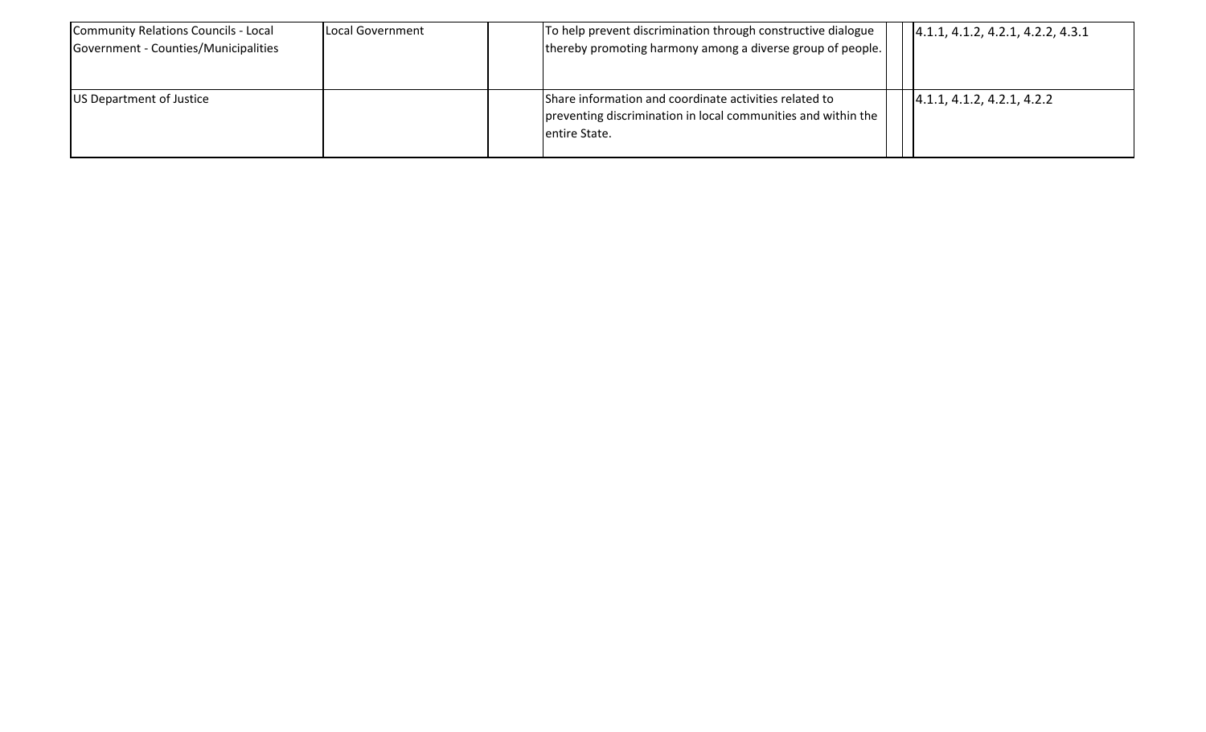| | | | | | | |
|---|---|---|---|---|---|---|
| Community Relations Councils - Local Government - Counties/Municipalities | Local Government | | To help prevent discrimination through constructive dialogue thereby promoting harmony among a diverse group of people. | | | 4.1.1, 4.1.2, 4.2.1, 4.2.2, 4.3.1 |
| US Department of Justice | | | Share information and coordinate activities related to preventing discrimination in local communities and within the entire State. | | | 4.1.1, 4.1.2, 4.2.1, 4.2.2 |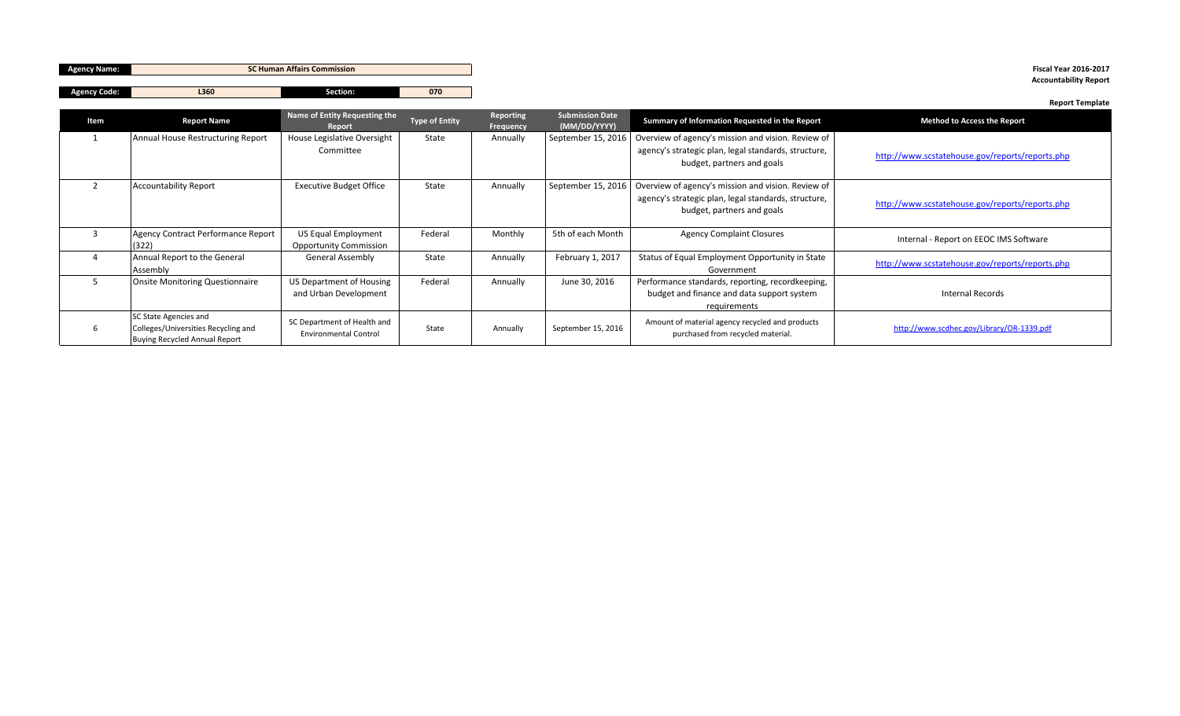| Agency Name: | SC Human Affairs Commission | | |
|---|---|---|---|
| Agency Code: | L360 | Section: | 070 |

**Fiscal Year 2016-2017**
**Accountability Report**

**Report Template**

| Item | Report Name | Name of Entity Requesting the Report | Type of Entity | Reporting Frequency | Submission Date (MM/DD/YYYY) | Summary of Information Requested in the Report | Method to Access the Report |
|---|---|---|---|---|---|---|---|
| 1 | Annual House Restructuring Report | House Legislative Oversight Committee | State | Annually | September 15, 2016 | Overview of agency's mission and vision. Review of agency's strategic plan, legal standards, structure, budget, partners and goals | http://www.scstatehouse.gov/reports/reports.php |
| 2 | Accountability Report | Executive Budget Office | State | Annually | September 15, 2016 | Overview of agency's mission and vision. Review of agency's strategic plan, legal standards, structure, budget, partners and goals | http://www.scstatehouse.gov/reports/reports.php |
| 3 | Agency Contract Performance Report (322) | US Equal Employment Opportunity Commission | Federal | Monthly | 5th of each Month | Agency Complaint Closures | Internal - Report on EEOC IMS Software |
| 4 | Annual Report to the General Assembly | General Assembly | State | Annually | February 1, 2017 | Status of Equal Employment Opportunity in State Government | http://www.scstatehouse.gov/reports/reports.php |
| 5 | Onsite Monitoring Questionnaire | US Department of Housing and Urban Development | Federal | Annually | June 30, 2016 | Performance standards, reporting, recordkeeping, budget and finance and data support system requirements | Internal Records |
| 6 | SC State Agencies and Colleges/Universities Recycling and Buying Recycled Annual Report | SC Department of Health and Environmental Control | State | Annually | September 15, 2016 | Amount of material agency recycled and products purchased from recycled material. | http://www.scdhec.gov/Library/OR-1339.pdf |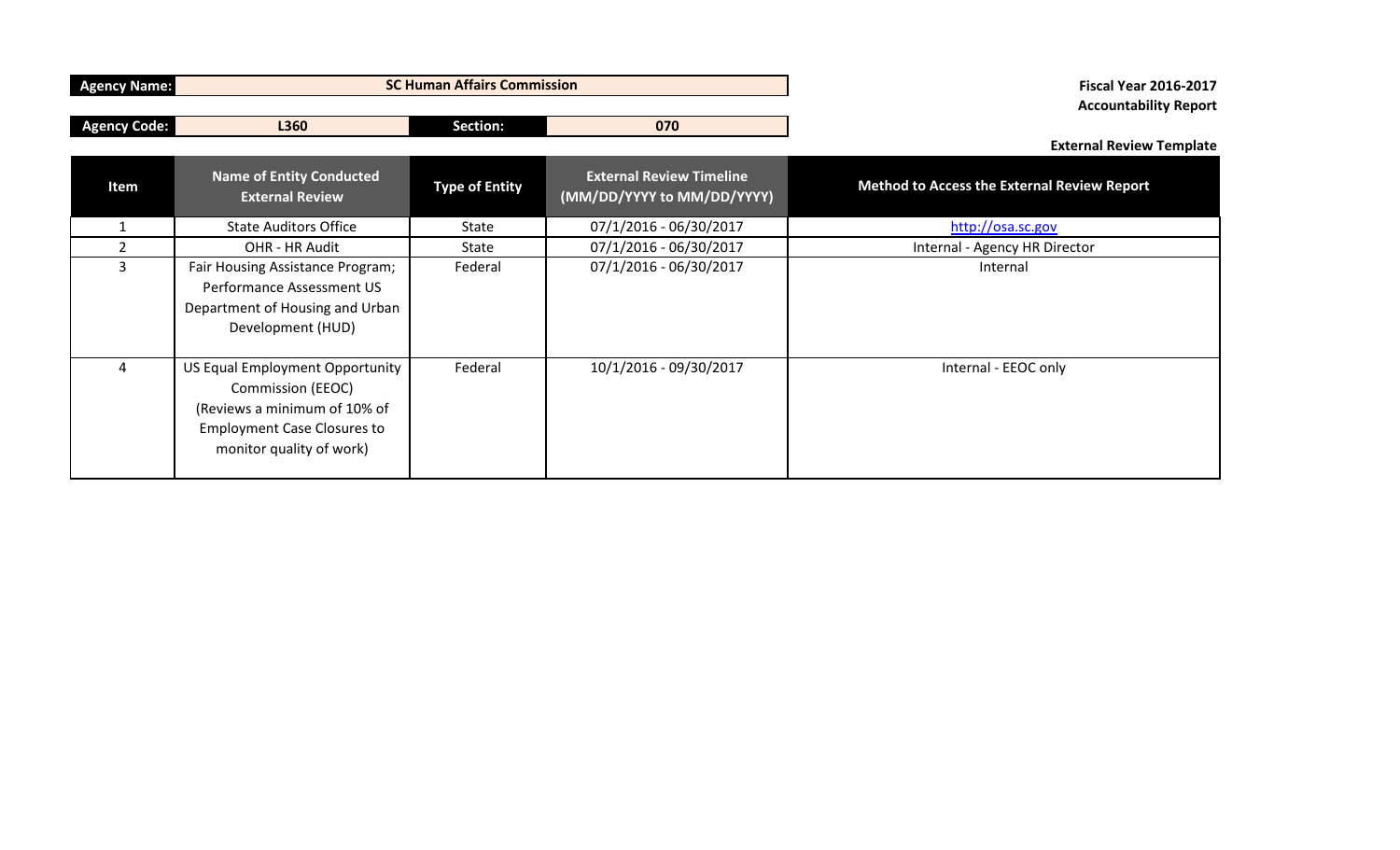**Agency Name:** SC Human Affairs Commission

**Agency Code:** L360 **Section:** 070

**Fiscal Year 2016-2017**
**Accountability Report**

**External Review Template**

| Item | Name of Entity Conducted External Review | Type of Entity | External Review Timeline (MM/DD/YYYY to MM/DD/YYYY) | Method to Access the External Review Report |
|---|---|---|---|---|
| 1 | State Auditors Office | State | 07/1/2016 - 06/30/2017 | http://osa.sc.gov |
| 2 | OHR - HR Audit | State | 07/1/2016 - 06/30/2017 | Internal - Agency HR Director |
| 3 | Fair Housing Assistance Program; Performance Assessment US Department of Housing and Urban Development (HUD) | Federal | 07/1/2016 - 06/30/2017 | Internal |
| 4 | US Equal Employment Opportunity Commission (EEOC) (Reviews a minimum of 10% of Employment Case Closures to monitor quality of work) | Federal | 10/1/2016 - 09/30/2017 | Internal - EEOC only |